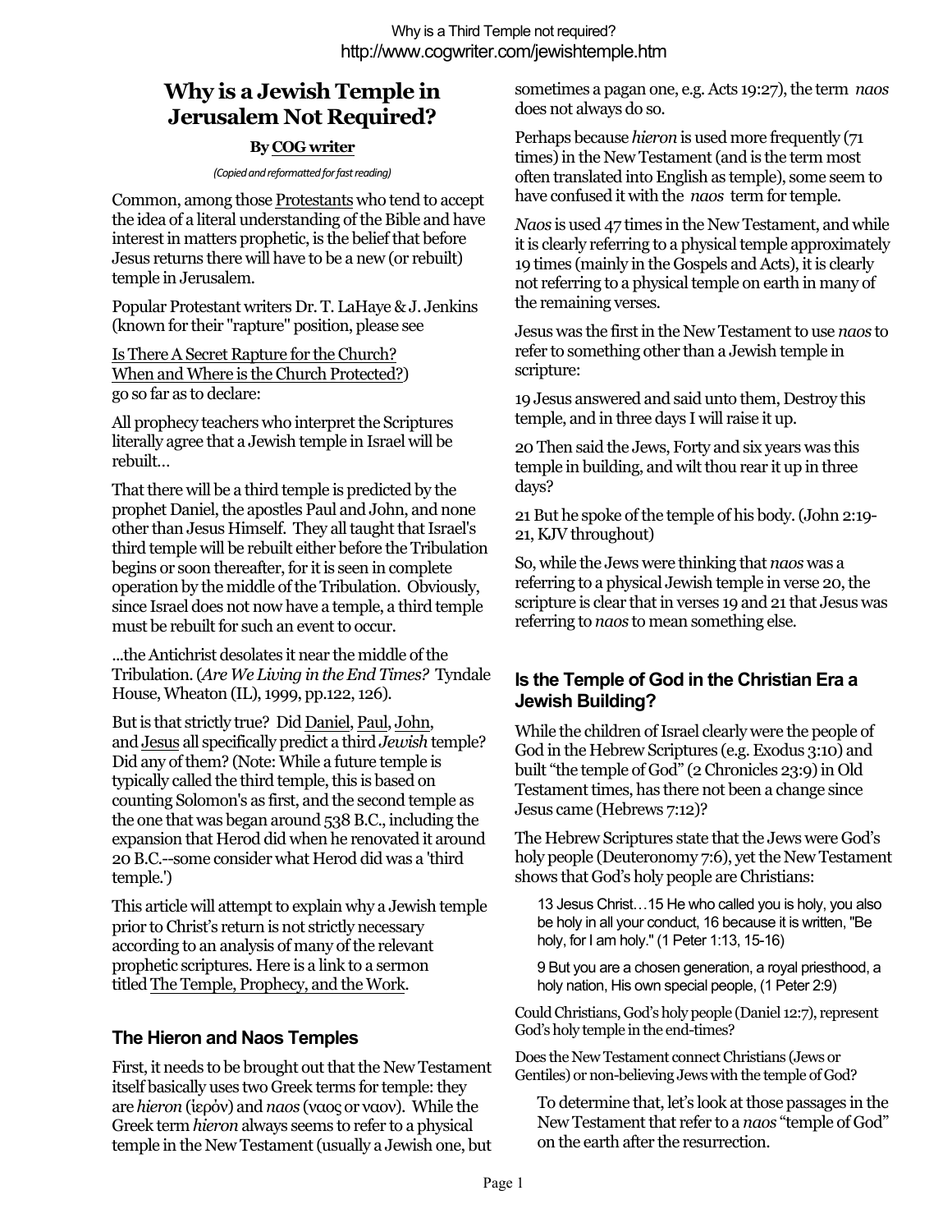# Why is a Jewish Temple in Jerusalem Not Required?

**By COG writer**

*(Copied and reformatted for fast reading)*

Common, among those Protestants who tend to accept the idea of a literal understanding of the Bible and have interest in matters prophetic, is the belief that before Jesus returns there will have to be a new (or rebuilt) temple in Jerusalem.

Popular Protestant writers Dr. T. LaHaye & J. Jenkins (known for their "rapture" position, please see

Is There A Secret Rapture for the Church?
When and Where is the Church Protected?)
go so far as to declare:

All prophecy teachers who interpret the Scriptures literally agree that a Jewish temple in Israel will be rebuilt…

That there will be a third temple is predicted by the prophet Daniel, the apostles Paul and John, and none other than Jesus Himself. They all taught that Israel's third temple will be rebuilt either before the Tribulation begins or soon thereafter, for it is seen in complete operation by the middle of the Tribulation. Obviously, since Israel does not now have a temple, a third temple must be rebuilt for such an event to occur.

...the Antichrist desolates it near the middle of the Tribulation. (*Are We Living in the End Times?* Tyndale House, Wheaton (IL), 1999, pp.122, 126).

But is that strictly true? Did Daniel, Paul, John, and Jesus all specifically predict a third *Jewish* temple? Did any of them? (Note: While a future temple is typically called the third temple, this is based on counting Solomon's as first, and the second temple as the one that was began around 538 B.C., including the expansion that Herod did when he renovated it around 20 B.C.--some consider what Herod did was a 'third temple.')

This article will attempt to explain why a Jewish temple prior to Christ's return is not strictly necessary according to an analysis of many of the relevant prophetic scriptures. Here is a link to a sermon titled The Temple, Prophecy, and the Work.

## The Hieron and Naos Temples

First, it needs to be brought out that the New Testament itself basically uses two Greek terms for temple: they are *hieron* (ἱερόν) and *naos* (ναος or ναον). While the Greek term *hieron* always seems to refer to a physical temple in the New Testament (usually a Jewish one, but sometimes a pagan one, e.g. Acts 19:27), the term *naos* does not always do so.

Perhaps because *hieron* is used more frequently (71 times) in the New Testament (and is the term most often translated into English as temple), some seem to have confused it with the *naos* term for temple.

*Naos* is used 47 times in the New Testament, and while it is clearly referring to a physical temple approximately 19 times (mainly in the Gospels and Acts), it is clearly not referring to a physical temple on earth in many of the remaining verses.

Jesus was the first in the New Testament to use *naos* to refer to something other than a Jewish temple in scripture:

19 Jesus answered and said unto them, Destroy this temple, and in three days I will raise it up.

20 Then said the Jews, Forty and six years was this temple in building, and wilt thou rear it up in three days?

21 But he spoke of the temple of his body. (John 2:19-21, KJV throughout)

So, while the Jews were thinking that *naos* was a referring to a physical Jewish temple in verse 20, the scripture is clear that in verses 19 and 21 that Jesus was referring to *naos* to mean something else.

## Is the Temple of God in the Christian Era a Jewish Building?

While the children of Israel clearly were the people of God in the Hebrew Scriptures (e.g. Exodus 3:10) and built "the temple of God" (2 Chronicles 23:9) in Old Testament times, has there not been a change since Jesus came (Hebrews 7:12)?

The Hebrew Scriptures state that the Jews were God's holy people (Deuteronomy 7:6), yet the New Testament shows that God's holy people are Christians:

> 13 Jesus Christ…15 He who called you is holy, you also be holy in all your conduct, 16 because it is written, "Be holy, for I am holy." (1 Peter 1:13, 15-16)
>
> 9 But you are a chosen generation, a royal priesthood, a holy nation, His own special people, (1 Peter 2:9)

Could Christians, God's holy people (Daniel 12:7), represent God's holy temple in the end-times?

Does the New Testament connect Christians (Jews or Gentiles) or non-believing Jews with the temple of God?

To determine that, let's look at those passages in the New Testament that refer to a *naos* "temple of God" on the earth after the resurrection.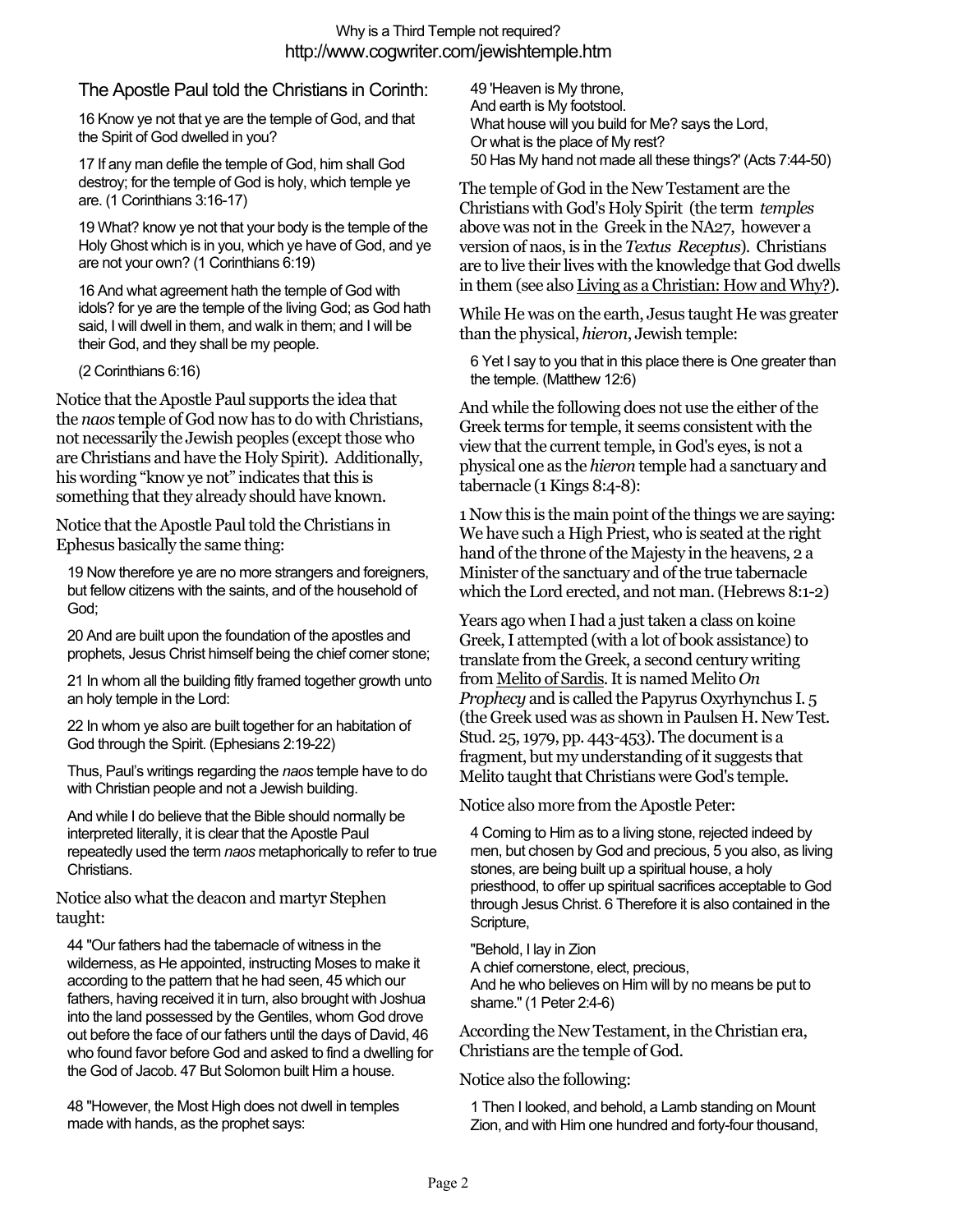The Apostle Paul told the Christians in Corinth:

> 16 Know ye not that ye are the temple of God, and that the Spirit of God dwelled in you?
>
> 17 If any man defile the temple of God, him shall God destroy; for the temple of God is holy, which temple ye are. (1 Corinthians 3:16-17)
>
> 19 What? know ye not that your body is the temple of the Holy Ghost which is in you, which ye have of God, and ye are not your own? (1 Corinthians 6:19)
>
> 16 And what agreement hath the temple of God with idols? for ye are the temple of the living God; as God hath said, I will dwell in them, and walk in them; and I will be their God, and they shall be my people.
>
> (2 Corinthians 6:16)

Notice that the Apostle Paul supports the idea that the *naos* temple of God now has to do with Christians, not necessarily the Jewish peoples (except those who are Christians and have the Holy Spirit). Additionally, his wording "know ye not" indicates that this is something that they already should have known.

Notice that the Apostle Paul told the Christians in Ephesus basically the same thing:

> 19 Now therefore ye are no more strangers and foreigners, but fellow citizens with the saints, and of the household of God;
>
> 20 And are built upon the foundation of the apostles and prophets, Jesus Christ himself being the chief corner stone;
>
> 21 In whom all the building fitly framed together growth unto an holy temple in the Lord:
>
> 22 In whom ye also are built together for an habitation of God through the Spirit. (Ephesians 2:19-22)
>
> Thus, Paul's writings regarding the *naos* temple have to do with Christian people and not a Jewish building.
>
> And while I do believe that the Bible should normally be interpreted literally, it is clear that the Apostle Paul repeatedly used the term *naos* metaphorically to refer to true Christians.

Notice also what the deacon and martyr Stephen taught:

> 44 "Our fathers had the tabernacle of witness in the wilderness, as He appointed, instructing Moses to make it according to the pattern that he had seen, 45 which our fathers, having received it in turn, also brought with Joshua into the land possessed by the Gentiles, whom God drove out before the face of our fathers until the days of David, 46 who found favor before God and asked to find a dwelling for the God of Jacob. 47 But Solomon built Him a house.
>
> 48 "However, the Most High does not dwell in temples made with hands, as the prophet says:
>
> 49 'Heaven is My throne,
> And earth is My footstool.
> What house will you build for Me? says the Lord,
> Or what is the place of My rest?
> 50 Has My hand not made all these things?' (Acts 7:44-50)

The temple of God in the New Testament are the Christians with God's Holy Spirit (the term *temples* above was not in the Greek in the NA27, however a version of naos, is in the *Textus Receptus*). Christians are to live their lives with the knowledge that God dwells in them (see also Living as a Christian: How and Why?).

While He was on the earth, Jesus taught He was greater than the physical, *hieron*, Jewish temple:

> 6 Yet I say to you that in this place there is One greater than the temple. (Matthew 12:6)

And while the following does not use the either of the Greek terms for temple, it seems consistent with the view that the current temple, in God's eyes, is not a physical one as the *hieron* temple had a sanctuary and tabernacle (1 Kings 8:4-8):

1 Now this is the main point of the things we are saying: We have such a High Priest, who is seated at the right hand of the throne of the Majesty in the heavens, 2 a Minister of the sanctuary and of the true tabernacle which the Lord erected, and not man. (Hebrews 8:1-2)

Years ago when I had a just taken a class on koine Greek, I attempted (with a lot of book assistance) to translate from the Greek, a second century writing from Melito of Sardis. It is named Melito *On Prophecy* and is called the Papyrus Oxyrhynchus I. 5 (the Greek used was as shown in Paulsen H. New Test. Stud. 25, 1979, pp. 443-453). The document is a fragment, but my understanding of it suggests that Melito taught that Christians were God's temple.

Notice also more from the Apostle Peter:

> 4 Coming to Him as to a living stone, rejected indeed by men, but chosen by God and precious, 5 you also, as living stones, are being built up a spiritual house, a holy priesthood, to offer up spiritual sacrifices acceptable to God through Jesus Christ. 6 Therefore it is also contained in the Scripture,
>
> "Behold, I lay in Zion
> A chief cornerstone, elect, precious,
> And he who believes on Him will by no means be put to shame." (1 Peter 2:4-6)

According the New Testament, in the Christian era, Christians are the temple of God.

Notice also the following:

> 1 Then I looked, and behold, a Lamb standing on Mount Zion, and with Him one hundred and forty-four thousand,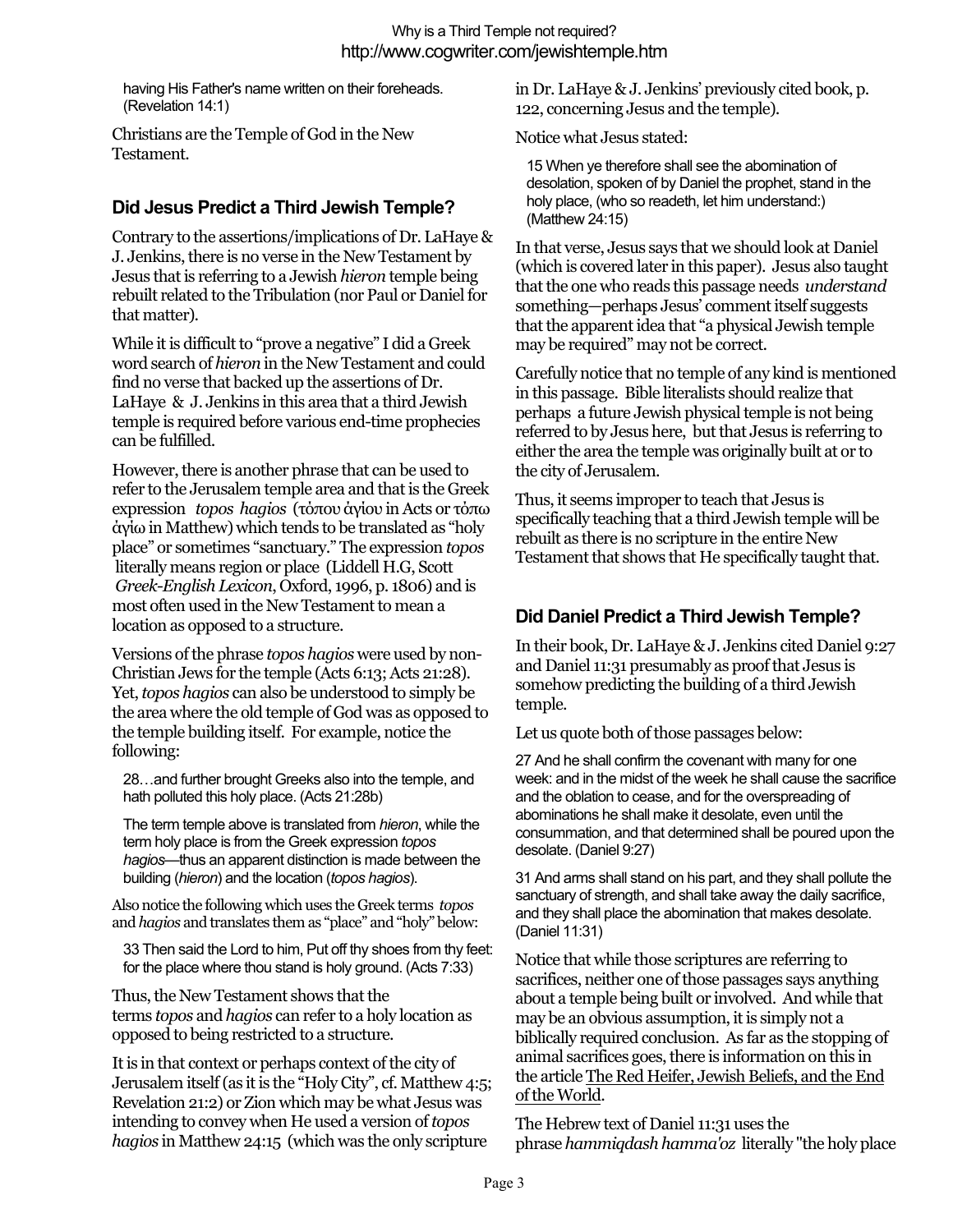having His Father's name written on their foreheads. (Revelation 14:1)

Christians are the Temple of God in the New Testament.

### Did Jesus Predict a Third Jewish Temple?

Contrary to the assertions/implications of Dr. LaHaye & J. Jenkins, there is no verse in the New Testament by Jesus that is referring to a Jewish *hieron* temple being rebuilt related to the Tribulation (nor Paul or Daniel for that matter).

While it is difficult to "prove a negative" I did a Greek word search of *hieron* in the New Testament and could find no verse that backed up the assertions of Dr. LaHaye & J. Jenkins in this area that a third Jewish temple is required before various end-time prophecies can be fulfilled.

However, there is another phrase that can be used to refer to the Jerusalem temple area and that is the Greek expression *topos hagios* (τόπου ἁγίου in Acts or τόπῳ ἁγίῳ in Matthew) which tends to be translated as "holy place" or sometimes "sanctuary." The expression *topos* literally means region or place (Liddell H.G, Scott *Greek-English Lexicon*, Oxford, 1996, p. 1806) and is most often used in the New Testament to mean a location as opposed to a structure.

Versions of the phrase *topos hagios* were used by non-Christian Jews for the temple (Acts 6:13; Acts 21:28). Yet, *topos hagios* can also be understood to simply be the area where the old temple of God was as opposed to the temple building itself. For example, notice the following:

> 28…and further brought Greeks also into the temple, and hath polluted this holy place. (Acts 21:28b)
>
> The term temple above is translated from *hieron*, while the term holy place is from the Greek expression *topos hagios*—thus an apparent distinction is made between the building (*hieron*) and the location (*topos hagios*).

Also notice the following which uses the Greek terms *topos* and *hagios* and translates them as "place" and "holy" below:

> 33 Then said the Lord to him, Put off thy shoes from thy feet: for the place where thou stand is holy ground. (Acts 7:33)

Thus, the New Testament shows that the terms *topos* and *hagios* can refer to a holy location as opposed to being restricted to a structure.

It is in that context or perhaps context of the city of Jerusalem itself (as it is the "Holy City", cf. Matthew 4:5; Revelation 21:2) or Zion which may be what Jesus was intending to convey when He used a version of *topos hagios* in Matthew 24:15 (which was the only scripture in Dr. LaHaye & J. Jenkins' previously cited book, p. 122, concerning Jesus and the temple).

Notice what Jesus stated:

> 15 When ye therefore shall see the abomination of desolation, spoken of by Daniel the prophet, stand in the holy place, (who so readeth, let him understand:) (Matthew 24:15)

In that verse, Jesus says that we should look at Daniel (which is covered later in this paper). Jesus also taught that the one who reads this passage needs *understand* something—perhaps Jesus' comment itself suggests that the apparent idea that "a physical Jewish temple may be required" may not be correct.

Carefully notice that no temple of any kind is mentioned in this passage. Bible literalists should realize that perhaps a future Jewish physical temple is not being referred to by Jesus here, but that Jesus is referring to either the area the temple was originally built at or to the city of Jerusalem.

Thus, it seems improper to teach that Jesus is specifically teaching that a third Jewish temple will be rebuilt as there is no scripture in the entire New Testament that shows that He specifically taught that.

### Did Daniel Predict a Third Jewish Temple?

In their book, Dr. LaHaye & J. Jenkins cited Daniel 9:27 and Daniel 11:31 presumably as proof that Jesus is somehow predicting the building of a third Jewish temple.

Let us quote both of those passages below:

> 27 And he shall confirm the covenant with many for one week: and in the midst of the week he shall cause the sacrifice and the oblation to cease, and for the overspreading of abominations he shall make it desolate, even until the consummation, and that determined shall be poured upon the desolate. (Daniel 9:27)

> 31 And arms shall stand on his part, and they shall pollute the sanctuary of strength, and shall take away the daily sacrifice, and they shall place the abomination that makes desolate. (Daniel 11:31)

Notice that while those scriptures are referring to sacrifices, neither one of those passages says anything about a temple being built or involved. And while that may be an obvious assumption, it is simply not a biblically required conclusion. As far as the stopping of animal sacrifices goes, there is information on this in the article The Red Heifer, Jewish Beliefs, and the End of the World.

The Hebrew text of Daniel 11:31 uses the phrase *hammiqdash hamma'oz* literally "the holy place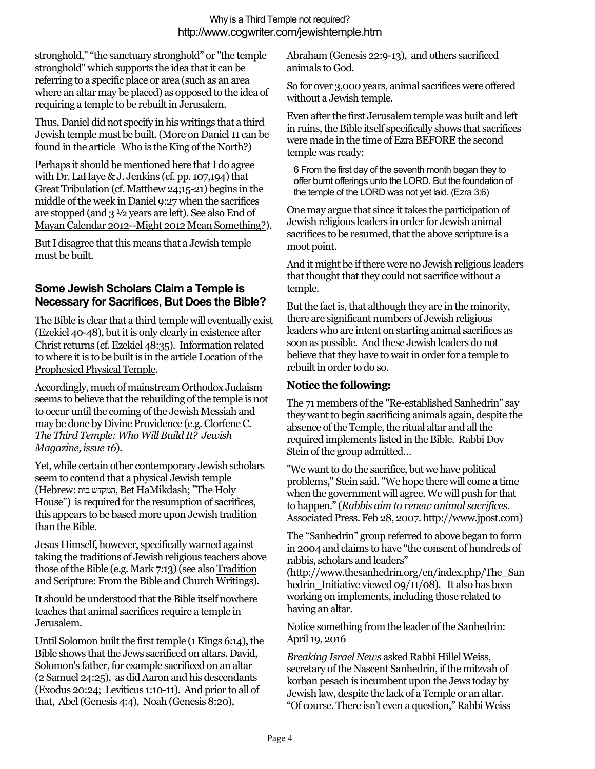stronghold," "the sanctuary stronghold" or "the temple stronghold" which supports the idea that it can be referring to a specific place or area (such as an area where an altar may be placed) as opposed to the idea of requiring a temple to be rebuilt in Jerusalem.

Thus, Daniel did not specify in his writings that a third Jewish temple must be built. (More on Daniel 11 can be found in the article Who is the King of the North?)

Perhaps it should be mentioned here that I do agree with Dr. LaHaye & J. Jenkins (cf. pp. 107,194) that Great Tribulation (cf. Matthew 24;15-21) begins in the middle of the week in Daniel 9:27 when the sacrifices are stopped (and 3 ½ years are left). See also End of Mayan Calendar 2012--Might 2012 Mean Something?).

But I disagree that this means that a Jewish temple must be built.

## Some Jewish Scholars Claim a Temple is Necessary for Sacrifices, But Does the Bible?

The Bible is clear that a third temple will eventually exist (Ezekiel 40-48), but it is only clearly in existence after Christ returns (cf. Ezekiel 48:35). Information related to where it is to be built is in the article Location of the Prophesied Physical Temple.

Accordingly, much of mainstream Orthodox Judaism seems to believe that the rebuilding of the temple is not to occur until the coming of the Jewish Messiah and may be done by Divine Providence (e.g. Clorfene C. *The Third Temple: Who Will Build It? Jewish Magazine, issue 16*).

Yet, while certain other contemporary Jewish scholars seem to contend that a physical Jewish temple (Hebrew: המקדש בית, Bet HaMikdash; "The Holy House") is required for the resumption of sacrifices, this appears to be based more upon Jewish tradition than the Bible.

Jesus Himself, however, specifically warned against taking the traditions of Jewish religious teachers above those of the Bible (e.g. Mark 7:13) (see also Tradition and Scripture: From the Bible and Church Writings).

It should be understood that the Bible itself nowhere teaches that animal sacrifices require a temple in Jerusalem.

Until Solomon built the first temple (1 Kings 6:14), the Bible shows that the Jews sacrificed on altars. David, Solomon's father, for example sacrificed on an altar (2 Samuel 24:25), as did Aaron and his descendants (Exodus 20:24; Leviticus 1:10-11). And prior to all of that, Abel (Genesis 4:4), Noah (Genesis 8:20), Abraham (Genesis 22:9-13), and others sacrificed animals to God.

So for over 3,000 years, animal sacrifices were offered without a Jewish temple.

Even after the first Jerusalem temple was built and left in ruins, the Bible itself specifically shows that sacrifices were made in the time of Ezra BEFORE the second temple was ready:

> 6 From the first day of the seventh month began they to offer burnt offerings unto the LORD. But the foundation of the temple of the LORD was not yet laid. (Ezra 3:6)

One may argue that since it takes the participation of Jewish religious leaders in order for Jewish animal sacrifices to be resumed, that the above scripture is a moot point.

And it might be if there were no Jewish religious leaders that thought that they could not sacrifice without a temple.

But the fact is, that although they are in the minority, there are significant numbers of Jewish religious leaders who are intent on starting animal sacrifices as soon as possible. And these Jewish leaders do not believe that they have to wait in order for a temple to rebuilt in order to do so.

### Notice the following:

The 71 members of the "Re-established Sanhedrin" say they want to begin sacrificing animals again, despite the absence of the Temple, the ritual altar and all the required implements listed in the Bible. Rabbi Dov Stein of the group admitted…

"We want to do the sacrifice, but we have political problems," Stein said. "We hope there will come a time when the government will agree. We will push for that to happen." (*Rabbis aim to renew animal sacrifices*. Associated Press. Feb 28, 2007. http://www.jpost.com)

The "Sanhedrin" group referred to above began to form in 2004 and claims to have "the consent of hundreds of rabbis, scholars and leaders" (http://www.thesanhedrin.org/en/index.php/The_Sanhedrin_Initiative viewed 09/11/08). It also has been working on implements, including those related to having an altar.

Notice something from the leader of the Sanhedrin: April 19, 2016

*Breaking Israel News* asked Rabbi Hillel Weiss, secretary of the Nascent Sanhedrin, if the mitzvah of korban pesach is incumbent upon the Jews today by Jewish law, despite the lack of a Temple or an altar. "Of course. There isn't even a question," Rabbi Weiss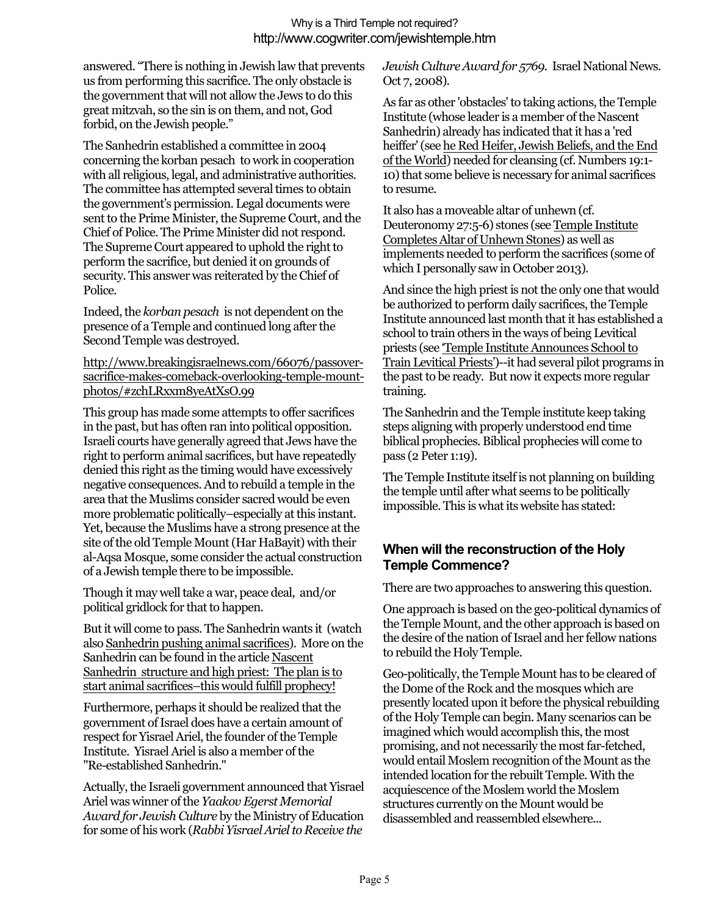answered. "There is nothing in Jewish law that prevents us from performing this sacrifice. The only obstacle is the government that will not allow the Jews to do this great mitzvah, so the sin is on them, and not, God forbid, on the Jewish people."

The Sanhedrin established a committee in 2004 concerning the korban pesach to work in cooperation with all religious, legal, and administrative authorities. The committee has attempted several times to obtain the government's permission. Legal documents were sent to the Prime Minister, the Supreme Court, and the Chief of Police. The Prime Minister did not respond. The Supreme Court appeared to uphold the right to perform the sacrifice, but denied it on grounds of security. This answer was reiterated by the Chief of Police.

Indeed, the *korban pesach* is not dependent on the presence of a Temple and continued long after the Second Temple was destroyed.

http://www.breakingisraelnews.com/66076/passover-sacrifice-makes-comeback-overlooking-temple-mount-photos/#zchLRxxm8yeAtXsO.99

This group has made some attempts to offer sacrifices in the past, but has often ran into political opposition. Israeli courts have generally agreed that Jews have the right to perform animal sacrifices, but have repeatedly denied this right as the timing would have excessively negative consequences. And to rebuild a temple in the area that the Muslims consider sacred would be even more problematic politically–especially at this instant. Yet, because the Muslims have a strong presence at the site of the old Temple Mount (Har HaBayit) with their al-Aqsa Mosque, some consider the actual construction of a Jewish temple there to be impossible.

Though it may well take a war, peace deal, and/or political gridlock for that to happen.

But it will come to pass. The Sanhedrin wants it (watch also Sanhedrin pushing animal sacrifices). More on the Sanhedrin can be found in the article Nascent Sanhedrin structure and high priest: The plan is to start animal sacrifices–this would fulfill prophecy!

Furthermore, perhaps it should be realized that the government of Israel does have a certain amount of respect for Yisrael Ariel, the founder of the Temple Institute. Yisrael Ariel is also a member of the "Re-established Sanhedrin."

Actually, the Israeli government announced that Yisrael Ariel was winner of the *Yaakov Egerst Memorial Award for Jewish Culture* by the Ministry of Education for some of his work (*Rabbi Yisrael Ariel to Receive the Jewish Culture Award for 5769*. Israel National News. Oct 7, 2008).

As far as other 'obstacles' to taking actions, the Temple Institute (whose leader is a member of the Nascent Sanhedrin) already has indicated that it has a 'red heiffer' (see he Red Heifer, Jewish Beliefs, and the End of the World) needed for cleansing (cf. Numbers 19:1-10) that some believe is necessary for animal sacrifices to resume.

It also has a moveable altar of unhewn (cf. Deuteronomy 27:5-6) stones (see Temple Institute Completes Altar of Unhewn Stones) as well as implements needed to perform the sacrifices (some of which I personally saw in October 2013).

And since the high priest is not the only one that would be authorized to perform daily sacrifices, the Temple Institute announced last month that it has established a school to train others in the ways of being Levitical priests (see 'Temple Institute Announces School to Train Levitical Priests')--it had several pilot programs in the past to be ready. But now it expects more regular training.

The Sanhedrin and the Temple institute keep taking steps aligning with properly understood end time biblical prophecies. Biblical prophecies will come to pass (2 Peter 1:19).

The Temple Institute itself is not planning on building the temple until after what seems to be politically impossible. This is what its website has stated:

### When will the reconstruction of the Holy Temple Commence?

There are two approaches to answering this question.

One approach is based on the geo-political dynamics of the Temple Mount, and the other approach is based on the desire of the nation of Israel and her fellow nations to rebuild the Holy Temple.

Geo-politically, the Temple Mount has to be cleared of the Dome of the Rock and the mosques which are presently located upon it before the physical rebuilding of the Holy Temple can begin. Many scenarios can be imagined which would accomplish this, the most promising, and not necessarily the most far-fetched, would entail Moslem recognition of the Mount as the intended location for the rebuilt Temple. With the acquiescence of the Moslem world the Moslem structures currently on the Mount would be disassembled and reassembled elsewhere...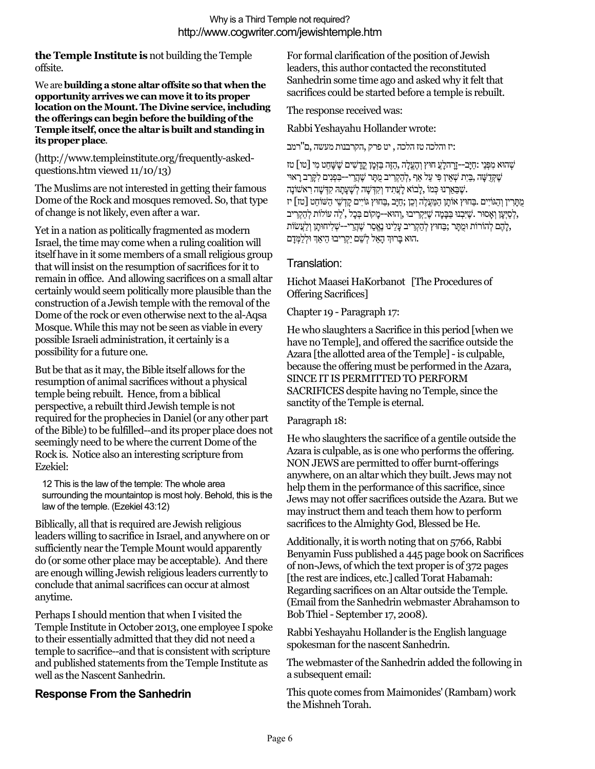**the Temple Institute is** not building the Temple offsite.

We are **building a stone altar offsite so that when the opportunity arrives we can move it to its proper location on the Mount. The Divine service, including the offerings can begin before the building of the Temple itself, once the altar is built and standing in its proper place**.

(http://www.templeinstitute.org/frequently-asked-questions.htm viewed 11/10/13)

The Muslims are not interested in getting their famous Dome of the Rock and mosques removed. So, that type of change is not likely, even after a war.

Yet in a nation as politically fragmented as modern Israel, the time may come when a ruling coalition will itself have in it some members of a small religious group that will insist on the resumption of sacrifices for it to remain in office. And allowing sacrifices on a small altar certainly would seem politically more plausible than the construction of a Jewish temple with the removal of the Dome of the rock or even otherwise next to the al-Aqsa Mosque. While this may not be seen as viable in every possible Israeli administration, it certainly is a possibility for a future one.

But be that as it may, the Bible itself allows for the resumption of animal sacrifices without a physical temple being rebuilt. Hence, from a biblical perspective, a rebuilt third Jewish temple is not required for the prophecies in Daniel (or any other part of the Bible) to be fulfilled--and its proper place does not seemingly need to be where the current Dome of the Rock is. Notice also an interesting scripture from Ezekiel:

> 12 This is the law of the temple: The whole area surrounding the mountaintop is most holy. Behold, this is the law of the temple. (Ezekiel 43:12)

Biblically, all that is required are Jewish religious leaders willing to sacrifice in Israel, and anywhere on or sufficiently near the Temple Mount would apparently do (or some other place may be acceptable). And there are enough willing Jewish religious leaders currently to conclude that animal sacrifices can occur at almost anytime.

Perhaps I should mention that when I visited the Temple Institute in October 2013, one employee I spoke to their essentially admitted that they did not need a temple to sacrifice--and that is consistent with scripture and published statements from the Temple Institute as well as the Nascent Sanhedrin.

## Response From the Sanhedrin

For formal clarification of the position of Jewish leaders, this author contacted the reconstituted Sanhedrin some time ago and asked why it felt that sacrifices could be started before a temple is rebuilt.

The response received was:

Rabbi Yeshayahu Hollander wrote:

רמב"ם, מעשה הקרבנות, פרק יט , הלכה טז והלכה יז:

[טז] מי שֶׁשָּׁחַט קָדָשִׁים בַּזְּמָן הַזֶּה, וְהֶעֱלָה חוּץ--הֲרֵי זֶה חַיָּב: מִפְּנֵי שֶׁהוּא רָאוּי לְקָרֵב בִּפְנִים--שֶׁהֲרֵי מֻתָּר לְהַקְרִיב, אַף עַל פִּי שֶׁאֵין שָׁם בַּיִת, שֶׁקְּדֻשָּׁה רִאשׁוֹנָה קִדְּשָׁה לְשַׁעְתָּהּ וְקִדְּשָׁה לֶעָתִיד לָבוֹא, כְּמוֹ שֶׁבֵּאַרְנוּ.
[יז] הַשּׁוֹחֵט קָדְשֵׁי גּוֹיִים בַּחוּץ, חַיָּב; וְכֵן הַמַּעֲלֶה אוֹתָן בַּחוּץ. וְהַגּוֹיִים מֻתָּרִין לְהַקְרִיב עוֹלוֹת לַה', בְּכָל מָקוֹם--וְהוּא, שֶׁיַּקְרִיבוּ בְּבָמָה שֶׁיִּבְנוּ. וְאָסוּר לְסַיְּעָן, וְלַעֲשׂוֹת שְׁלִיחוּתָן--שֶׁהֲרֵי נֶאֱסַר עָלֵינוּ לְהַקְרִיב בַּחוּץ; וּמֻתָּר לְהוֹרוֹת לָהֶם, וּלְלַמְּדָם הֵיאַךְ יַקְרִיבוּ לְשֵׁם הָאֵל בָּרוּךְ הוּא.

### Translation:

Hichot Maasei HaKorbanot [The Procedures of Offering Sacrifices]

Chapter 19 - Paragraph 17:

He who slaughters a Sacrifice in this period [when we have no Temple], and offered the sacrifice outside the Azara [the allotted area of the Temple] - is culpable, because the offering must be performed in the Azara, SINCE IT IS PERMITTED TO PERFORM SACRIFICES despite having no Temple, since the sanctity of the Temple is eternal.

Paragraph 18:

He who slaughters the sacrifice of a gentile outside the Azara is culpable, as is one who performs the offering. NON JEWS are permitted to offer burnt-offerings anywhere, on an altar which they built. Jews may not help them in the performance of this sacrifice, since Jews may not offer sacrifices outside the Azara. But we may instruct them and teach them how to perform sacrifices to the Almighty God, Blessed be He.

Additionally, it is worth noting that on 5766, Rabbi Benyamin Fuss published a 445 page book on Sacrifices of non-Jews, of which the text proper is of 372 pages [the rest are indices, etc.] called Torat Habamah: Regarding sacrifices on an Altar outside the Temple. (Email from the Sanhedrin webmaster Abrahamson to Bob Thiel - September 17, 2008).

Rabbi Yeshayahu Hollander is the English language spokesman for the nascent Sanhedrin.

The webmaster of the Sanhedrin added the following in a subsequent email:

This quote comes from Maimonides' (Rambam) work the Mishneh Torah.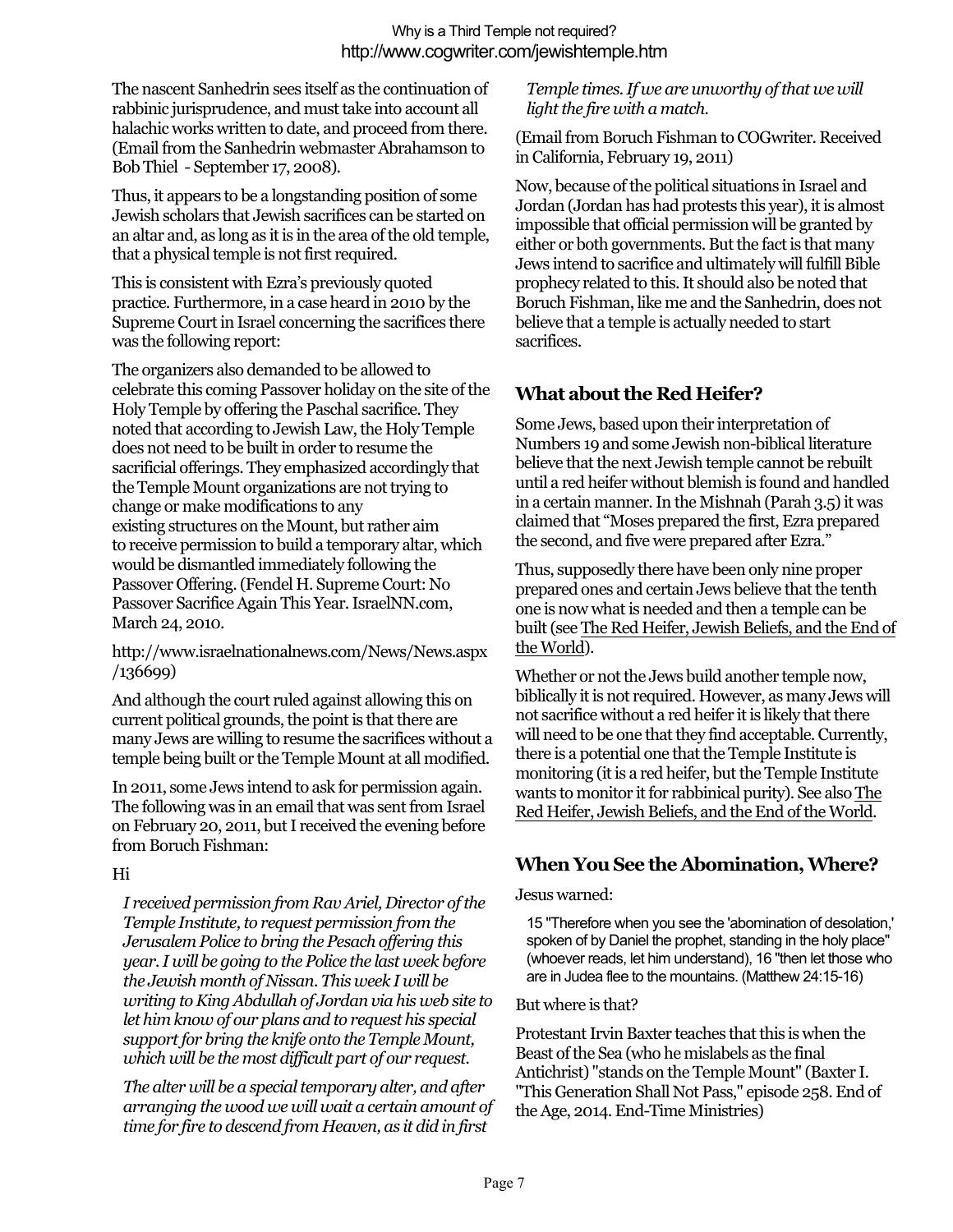The nascent Sanhedrin sees itself as the continuation of rabbinic jurisprudence, and must take into account all halachic works written to date, and proceed from there. (Email from the Sanhedrin webmaster Abrahamson to Bob Thiel - September 17, 2008).

Thus, it appears to be a longstanding position of some Jewish scholars that Jewish sacrifices can be started on an altar and, as long as it is in the area of the old temple, that a physical temple is not first required.

This is consistent with Ezra's previously quoted practice. Furthermore, in a case heard in 2010 by the Supreme Court in Israel concerning the sacrifices there was the following report:

The organizers also demanded to be allowed to celebrate this coming Passover holiday on the site of the Holy Temple by offering the Paschal sacrifice. They noted that according to Jewish Law, the Holy Temple does not need to be built in order to resume the sacrificial offerings. They emphasized accordingly that the Temple Mount organizations are not trying to change or make modifications to any existing structures on the Mount, but rather aim to receive permission to build a temporary altar, which would be dismantled immediately following the Passover Offering. (Fendel H. Supreme Court: No Passover Sacrifice Again This Year. IsraelNN.com, March 24, 2010.

http://www.israelnationalnews.com/News/News.aspx/136699)

And although the court ruled against allowing this on current political grounds, the point is that there are many Jews are willing to resume the sacrifices without a temple being built or the Temple Mount at all modified.

In 2011, some Jews intend to ask for permission again. The following was in an email that was sent from Israel on February 20, 2011, but I received the evening before from Boruch Fishman:

Hi

*I received permission from Rav Ariel, Director of the Temple Institute, to request permission from the Jerusalem Police to bring the Pesach offering this year. I will be going to the Police the last week before the Jewish month of Nissan. This week I will be writing to King Abdullah of Jordan via his web site to let him know of our plans and to request his special support for bring the knife onto the Temple Mount, which will be the most difficult part of our request.*

*The alter will be a special temporary alter, and after arranging the wood we will wait a certain amount of time for fire to descend from Heaven, as it did in first Temple times. If we are unworthy of that we will light the fire with a match.*

(Email from Boruch Fishman to COGwriter. Received in California, February 19, 2011)

Now, because of the political situations in Israel and Jordan (Jordan has had protests this year), it is almost impossible that official permission will be granted by either or both governments. But the fact is that many Jews intend to sacrifice and ultimately will fulfill Bible prophecy related to this. It should also be noted that Boruch Fishman, like me and the Sanhedrin, does not believe that a temple is actually needed to start sacrifices.

## What about the Red Heifer?

Some Jews, based upon their interpretation of Numbers 19 and some Jewish non-biblical literature believe that the next Jewish temple cannot be rebuilt until a red heifer without blemish is found and handled in a certain manner. In the Mishnah (Parah 3.5) it was claimed that "Moses prepared the first, Ezra prepared the second, and five were prepared after Ezra."

Thus, supposedly there have been only nine proper prepared ones and certain Jews believe that the tenth one is now what is needed and then a temple can be built (see The Red Heifer, Jewish Beliefs, and the End of the World).

Whether or not the Jews build another temple now, biblically it is not required. However, as many Jews will not sacrifice without a red heifer it is likely that there will need to be one that they find acceptable. Currently, there is a potential one that the Temple Institute is monitoring (it is a red heifer, but the Temple Institute wants to monitor it for rabbinical purity). See also The Red Heifer, Jewish Beliefs, and the End of the World.

## When You See the Abomination, Where?

Jesus warned:

> 15 "Therefore when you see the 'abomination of desolation,' spoken of by Daniel the prophet, standing in the holy place" (whoever reads, let him understand), 16 "then let those who are in Judea flee to the mountains. (Matthew 24:15-16)

But where is that?

Protestant Irvin Baxter teaches that this is when the Beast of the Sea (who he mislabels as the final Antichrist) "stands on the Temple Mount" (Baxter I. "This Generation Shall Not Pass," episode 258. End of the Age, 2014. End-Time Ministries)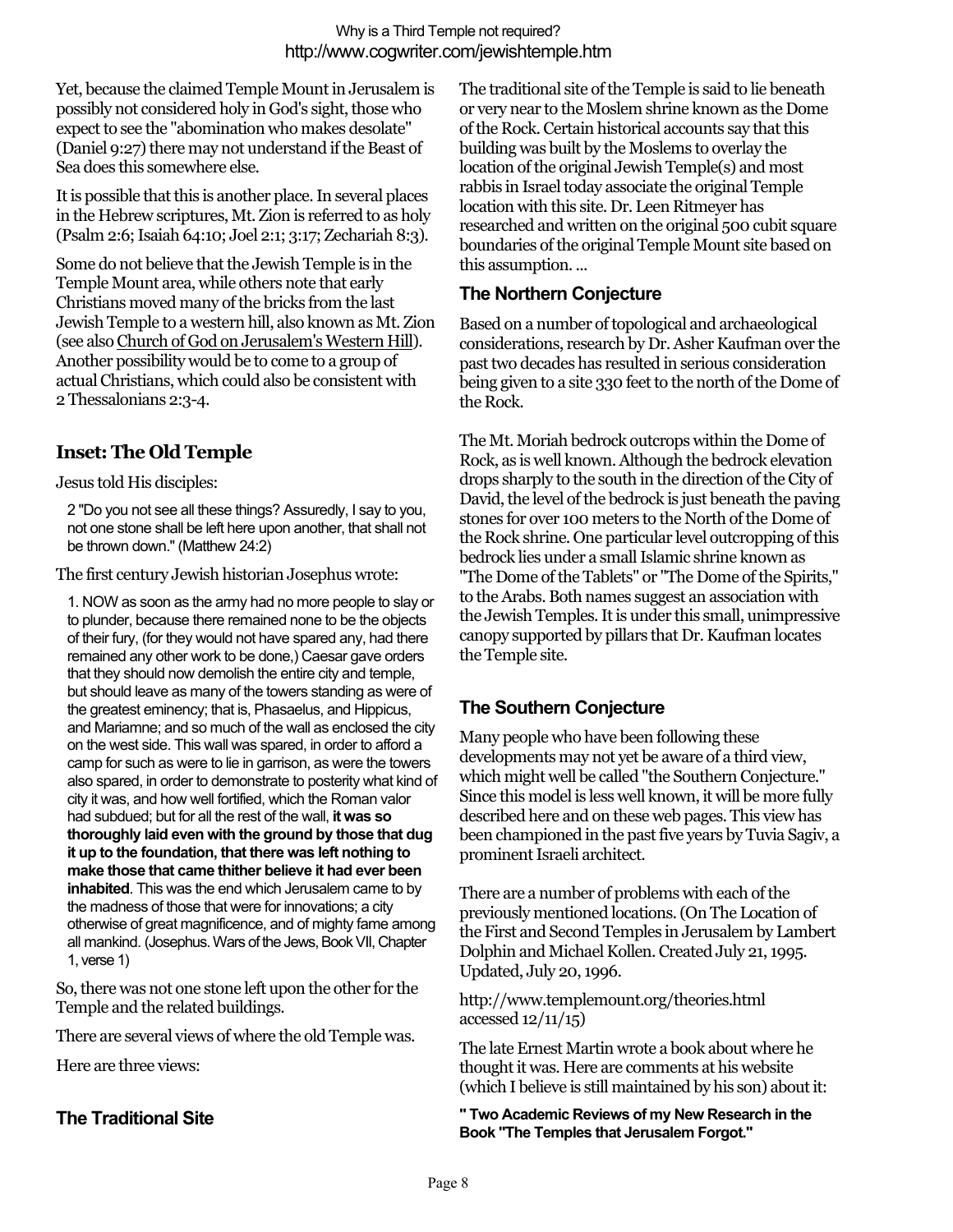Yet, because the claimed Temple Mount in Jerusalem is possibly not considered holy in God's sight, those who expect to see the "abomination who makes desolate" (Daniel 9:27) there may not understand if the Beast of Sea does this somewhere else.

It is possible that this is another place. In several places in the Hebrew scriptures, Mt. Zion is referred to as holy (Psalm 2:6; Isaiah 64:10; Joel 2:1; 3:17; Zechariah 8:3).

Some do not believe that the Jewish Temple is in the Temple Mount area, while others note that early Christians moved many of the bricks from the last Jewish Temple to a western hill, also known as Mt. Zion (see also Church of God on Jerusalem's Western Hill). Another possibility would be to come to a group of actual Christians, which could also be consistent with 2 Thessalonians 2:3-4.

## Inset: The Old Temple

Jesus told His disciples:

> 2 "Do you not see all these things? Assuredly, I say to you, not one stone shall be left here upon another, that shall not be thrown down." (Matthew 24:2)

The first century Jewish historian Josephus wrote:

> 1. NOW as soon as the army had no more people to slay or to plunder, because there remained none to be the objects of their fury, (for they would not have spared any, had there remained any other work to be done,) Caesar gave orders that they should now demolish the entire city and temple, but should leave as many of the towers standing as were of the greatest eminency; that is, Phasaelus, and Hippicus, and Mariamne; and so much of the wall as enclosed the city on the west side. This wall was spared, in order to afford a camp for such as were to lie in garrison, as were the towers also spared, in order to demonstrate to posterity what kind of city it was, and how well fortified, which the Roman valor had subdued; but for all the rest of the wall, **it was so thoroughly laid even with the ground by those that dug it up to the foundation, that there was left nothing to make those that came thither believe it had ever been inhabited**. This was the end which Jerusalem came to by the madness of those that were for innovations; a city otherwise of great magnificence, and of mighty fame among all mankind. (Josephus. Wars of the Jews, Book VII, Chapter 1, verse 1)

So, there was not one stone left upon the other for the Temple and the related buildings.

There are several views of where the old Temple was.

Here are three views:

### The Traditional Site

The traditional site of the Temple is said to lie beneath or very near to the Moslem shrine known as the Dome of the Rock. Certain historical accounts say that this building was built by the Moslems to overlay the location of the original Jewish Temple(s) and most rabbis in Israel today associate the original Temple location with this site. Dr. Leen Ritmeyer has researched and written on the original 500 cubit square boundaries of the original Temple Mount site based on this assumption. ...

### The Northern Conjecture

Based on a number of topological and archaeological considerations, research by Dr. Asher Kaufman over the past two decades has resulted in serious consideration being given to a site 330 feet to the north of the Dome of the Rock.

The Mt. Moriah bedrock outcrops within the Dome of Rock, as is well known. Although the bedrock elevation drops sharply to the south in the direction of the City of David, the level of the bedrock is just beneath the paving stones for over 100 meters to the North of the Dome of the Rock shrine. One particular level outcropping of this bedrock lies under a small Islamic shrine known as "The Dome of the Tablets" or "The Dome of the Spirits," to the Arabs. Both names suggest an association with the Jewish Temples. It is under this small, unimpressive canopy supported by pillars that Dr. Kaufman locates the Temple site.

### The Southern Conjecture

Many people who have been following these developments may not yet be aware of a third view, which might well be called "the Southern Conjecture." Since this model is less well known, it will be more fully described here and on these web pages. This view has been championed in the past five years by Tuvia Sagiv, a prominent Israeli architect.

There are a number of problems with each of the previously mentioned locations. (On The Location of the First and Second Temples in Jerusalem by Lambert Dolphin and Michael Kollen. Created July 21, 1995. Updated, July 20, 1996.

http://www.templemount.org/theories.html accessed 12/11/15)

The late Ernest Martin wrote a book about where he thought it was. Here are comments at his website (which I believe is still maintained by his son) about it:

**" Two Academic Reviews of my New Research in the Book "The Temples that Jerusalem Forgot."**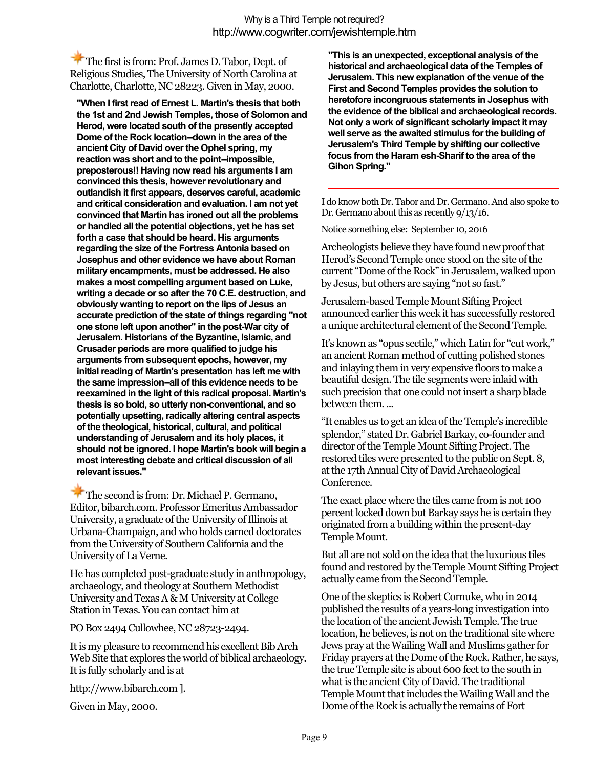The first is from: Prof. James D. Tabor, Dept. of Religious Studies, The University of North Carolina at Charlotte, Charlotte, NC 28223. Given in May, 2000.

> **"When I first read of Ernest L. Martin's thesis that both the 1st and 2nd Jewish Temples, those of Solomon and Herod, were located south of the presently accepted Dome of the Rock location--down in the area of the ancient City of David over the Ophel spring, my reaction was short and to the point--impossible, preposterous!! Having now read his arguments I am convinced this thesis, however revolutionary and outlandish it first appears, deserves careful, academic and critical consideration and evaluation. I am not yet convinced that Martin has ironed out all the problems or handled all the potential objections, yet he has set forth a case that should be heard. His arguments regarding the size of the Fortress Antonia based on Josephus and other evidence we have about Roman military encampments, must be addressed. He also makes a most compelling argument based on Luke, writing a decade or so after the 70 C.E. destruction, and obviously wanting to report on the lips of Jesus an accurate prediction of the state of things regarding "not one stone left upon another" in the post-War city of Jerusalem. Historians of the Byzantine, Islamic, and Crusader periods are more qualified to judge his arguments from subsequent epochs, however, my initial reading of Martin's presentation has left me with the same impression--all of this evidence needs to be reexamined in the light of this radical proposal. Martin's thesis is so bold, so utterly non-conventional, and so potentially upsetting, radically altering central aspects of the theological, historical, cultural, and political understanding of Jerusalem and its holy places, it should not be ignored. I hope Martin's book will begin a most interesting debate and critical discussion of all relevant issues."**

The second is from: Dr. Michael P. Germano, Editor, bibarch.com. Professor Emeritus Ambassador University, a graduate of the University of Illinois at Urbana-Champaign, and who holds earned doctorates from the University of Southern California and the University of La Verne.

He has completed post-graduate study in anthropology, archaeology, and theology at Southern Methodist University and Texas A & M University at College Station in Texas. You can contact him at

PO Box 2494 Cullowhee, NC 28723-2494.

It is my pleasure to recommend his excellent Bib Arch Web Site that explores the world of biblical archaeology. It is fully scholarly and is at

http://www.bibarch.com ].

Given in May, 2000.

> **"This is an unexpected, exceptional analysis of the historical and archaeological data of the Temples of Jerusalem. This new explanation of the venue of the First and Second Temples provides the solution to heretofore incongruous statements in Josephus with the evidence of the biblical and archaeological records. Not only a work of significant scholarly impact it may well serve as the awaited stimulus for the building of Jerusalem's Third Temple by shifting our collective focus from the Haram esh-Sharif to the area of the Gihon Spring."**

---

I do know both Dr. Tabor and Dr. Germano. And also spoke to Dr. Germano about this as recently 9/13/16.

Notice something else: September 10, 2016

Archeologists believe they have found new proof that Herod's Second Temple once stood on the site of the current "Dome of the Rock" in Jerusalem, walked upon by Jesus, but others are saying "not so fast."

Jerusalem-based Temple Mount Sifting Project announced earlier this week it has successfully restored a unique architectural element of the Second Temple.

It's known as "opus sectile," which Latin for "cut work," an ancient Roman method of cutting polished stones and inlaying them in very expensive floors to make a beautiful design. The tile segments were inlaid with such precision that one could not insert a sharp blade between them. ...

"It enables us to get an idea of the Temple's incredible splendor," stated Dr. Gabriel Barkay, co-founder and director of the Temple Mount Sifting Project. The restored tiles were presented to the public on Sept. 8, at the 17th Annual City of David Archaeological Conference.

The exact place where the tiles came from is not 100 percent locked down but Barkay says he is certain they originated from a building within the present-day Temple Mount.

But all are not sold on the idea that the luxurious tiles found and restored by the Temple Mount Sifting Project actually came from the Second Temple.

One of the skeptics is Robert Cornuke, who in 2014 published the results of a years-long investigation into the location of the ancient Jewish Temple. The true location, he believes, is not on the traditional site where Jews pray at the Wailing Wall and Muslims gather for Friday prayers at the Dome of the Rock. Rather, he says, the true Temple site is about 600 feet to the south in what is the ancient City of David. The traditional Temple Mount that includes the Wailing Wall and the Dome of the Rock is actually the remains of Fort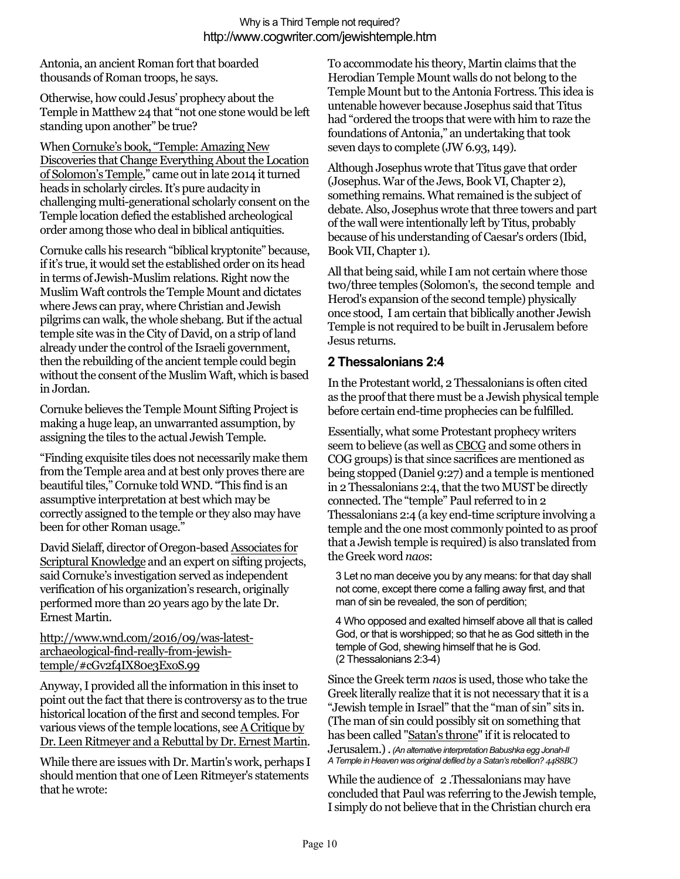Antonia, an ancient Roman fort that boarded thousands of Roman troops, he says.

Otherwise, how could Jesus' prophecy about the Temple in Matthew 24 that "not one stone would be left standing upon another" be true?

When Cornuke's book, "Temple: Amazing New Discoveries that Change Everything About the Location of Solomon's Temple," came out in late 2014 it turned heads in scholarly circles. It's pure audacity in challenging multi-generational scholarly consent on the Temple location defied the established archeological order among those who deal in biblical antiquities.

Cornuke calls his research "biblical kryptonite" because, if it's true, it would set the established order on its head in terms of Jewish-Muslim relations. Right now the Muslim Waft controls the Temple Mount and dictates where Jews can pray, where Christian and Jewish pilgrims can walk, the whole shebang. But if the actual temple site was in the City of David, on a strip of land already under the control of the Israeli government, then the rebuilding of the ancient temple could begin without the consent of the Muslim Waft, which is based in Jordan.

Cornuke believes the Temple Mount Sifting Project is making a huge leap, an unwarranted assumption, by assigning the tiles to the actual Jewish Temple.

"Finding exquisite tiles does not necessarily make them from the Temple area and at best only proves there are beautiful tiles," Cornuke told WND. "This find is an assumptive interpretation at best which may be correctly assigned to the temple or they also may have been for other Roman usage."

David Sielaff, director of Oregon-based Associates for Scriptural Knowledge and an expert on sifting projects, said Cornuke's investigation served as independent verification of his organization's research, originally performed more than 20 years ago by the late Dr. Ernest Martin.

http://www.wnd.com/2016/09/was-latest-archaeological-find-really-from-jewish-temple/#cGv2f4IX80e3Ex0S.99

Anyway, I provided all the information in this inset to point out the fact that there is controversy as to the true historical location of the first and second temples. For various views of the temple locations, see A Critique by Dr. Leen Ritmeyer and a Rebuttal by Dr. Ernest Martin.

While there are issues with Dr. Martin's work, perhaps I should mention that one of Leen Ritmeyer's statements that he wrote:

To accommodate his theory, Martin claims that the Herodian Temple Mount walls do not belong to the Temple Mount but to the Antonia Fortress. This idea is untenable however because Josephus said that Titus had "ordered the troops that were with him to raze the foundations of Antonia," an undertaking that took seven days to complete (JW 6.93, 149).

Although Josephus wrote that Titus gave that order (Josephus. War of the Jews, Book VI, Chapter 2), something remains. What remained is the subject of debate. Also, Josephus wrote that three towers and part of the wall were intentionally left by Titus, probably because of his understanding of Caesar's orders (Ibid, Book VII, Chapter 1).

All that being said, while I am not certain where those two/three temples (Solomon's, the second temple and Herod's expansion of the second temple) physically once stood, I am certain that biblically another Jewish Temple is not required to be built in Jerusalem before Jesus returns.

## 2 Thessalonians 2:4

In the Protestant world, 2 Thessalonians is often cited as the proof that there must be a Jewish physical temple before certain end-time prophecies can be fulfilled.

Essentially, what some Protestant prophecy writers seem to believe (as well as CBCG and some others in COG groups) is that since sacrifices are mentioned as being stopped (Daniel 9:27) and a temple is mentioned in 2 Thessalonians 2:4, that the two MUST be directly connected. The "temple" Paul referred to in 2 Thessalonians 2:4 (a key end-time scripture involving a temple and the one most commonly pointed to as proof that a Jewish temple is required) is also translated from the Greek word *naos*:

> 3 Let no man deceive you by any means: for that day shall not come, except there come a falling away first, and that man of sin be revealed, the son of perdition;
>
> 4 Who opposed and exalted himself above all that is called God, or that is worshipped; so that he as God sitteth in the temple of God, shewing himself that he is God. (2 Thessalonians 2:3-4)

Since the Greek term *naos* is used, those who take the Greek literally realize that it is not necessary that it is a "Jewish temple in Israel" that the "man of sin" sits in. (The man of sin could possibly sit on something that has been called "Satan's throne" if it is relocated to Jerusalem.) . *(An alternative interpretation Babushka egg Jonah-II A Temple in Heaven was original defiled by a Satan's rebellion? 4488BC)*

While the audience of 2 .Thessalonians may have concluded that Paul was referring to the Jewish temple, I simply do not believe that in the Christian church era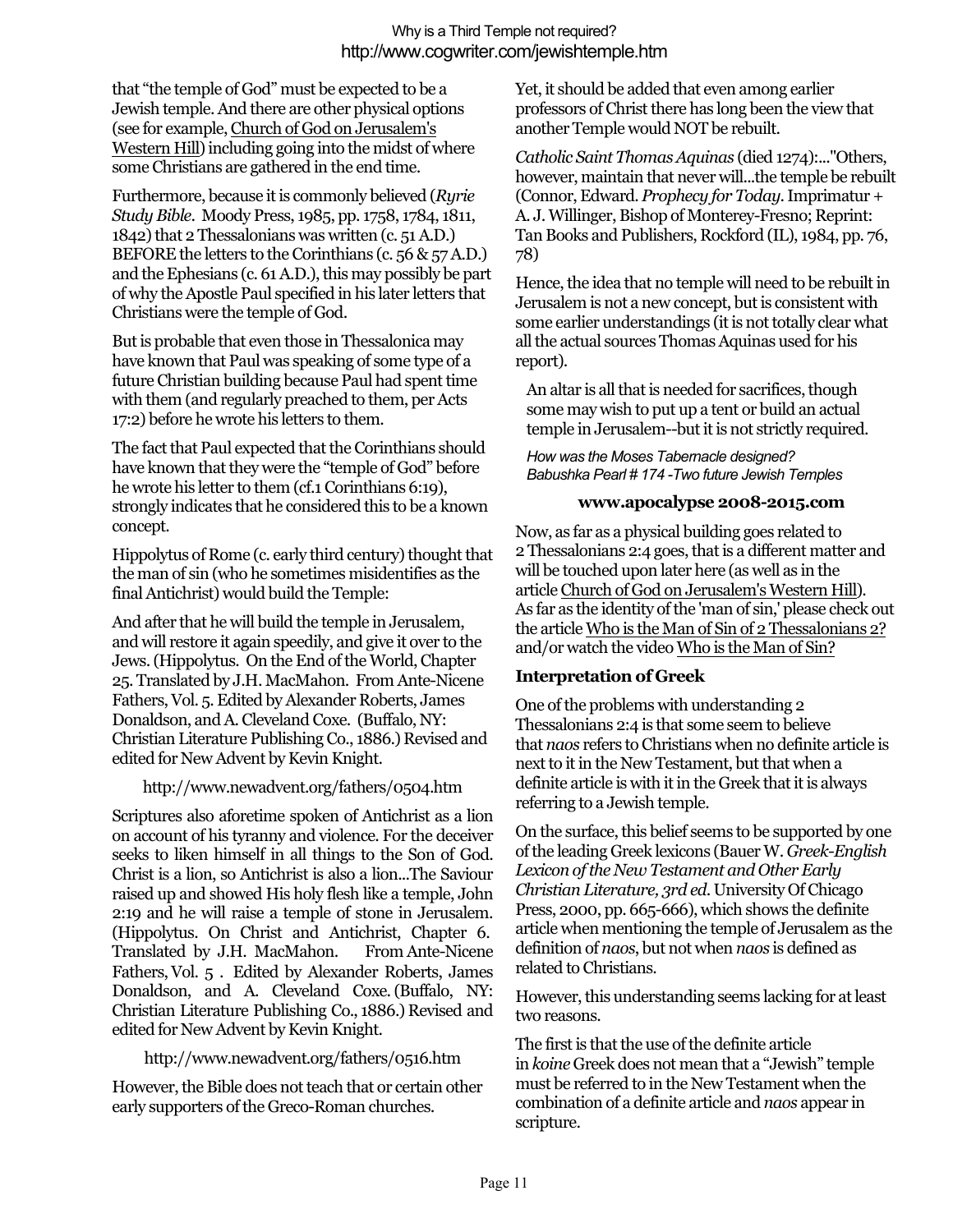that "the temple of God" must be expected to be a Jewish temple. And there are other physical options (see for example, Church of God on Jerusalem's Western Hill) including going into the midst of where some Christians are gathered in the end time.

Furthermore, because it is commonly believed (*Ryrie Study Bible*. Moody Press, 1985, pp. 1758, 1784, 1811, 1842) that 2 Thessalonians was written (c. 51 A.D.) BEFORE the letters to the Corinthians (c. 56 & 57 A.D.) and the Ephesians (c. 61 A.D.), this may possibly be part of why the Apostle Paul specified in his later letters that Christians were the temple of God.

But is probable that even those in Thessalonica may have known that Paul was speaking of some type of a future Christian building because Paul had spent time with them (and regularly preached to them, per Acts 17:2) before he wrote his letters to them.

The fact that Paul expected that the Corinthians should have known that they were the "temple of God" before he wrote his letter to them (cf.1 Corinthians 6:19), strongly indicates that he considered this to be a known concept.

Hippolytus of Rome (c. early third century) thought that the man of sin (who he sometimes misidentifies as the final Antichrist) would build the Temple:

And after that he will build the temple in Jerusalem, and will restore it again speedily, and give it over to the Jews. (Hippolytus. On the End of the World, Chapter 25. Translated by J.H. MacMahon. From Ante-Nicene Fathers, Vol. 5. Edited by Alexander Roberts, James Donaldson, and A. Cleveland Coxe. (Buffalo, NY: Christian Literature Publishing Co., 1886.) Revised and edited for New Advent by Kevin Knight.

http://www.newadvent.org/fathers/0504.htm

Scriptures also aforetime spoken of Antichrist as a lion on account of his tyranny and violence. For the deceiver seeks to liken himself in all things to the Son of God. Christ is a lion, so Antichrist is also a lion...The Saviour raised up and showed His holy flesh like a temple, John 2:19 and he will raise a temple of stone in Jerusalem. (Hippolytus. On Christ and Antichrist, Chapter 6. Translated by J.H. MacMahon. From Ante-Nicene Fathers, Vol. 5 . Edited by Alexander Roberts, James Donaldson, and A. Cleveland Coxe. (Buffalo, NY: Christian Literature Publishing Co., 1886.) Revised and edited for New Advent by Kevin Knight.

http://www.newadvent.org/fathers/0516.htm

However, the Bible does not teach that or certain other early supporters of the Greco-Roman churches.

Yet, it should be added that even among earlier professors of Christ there has long been the view that another Temple would NOT be rebuilt.

*Catholic Saint Thomas Aquinas* (died 1274):..."Others, however, maintain that never will...the temple be rebuilt (Connor, Edward. *Prophecy for Today*. Imprimatur + A. J. Willinger, Bishop of Monterey-Fresno; Reprint: Tan Books and Publishers, Rockford (IL), 1984, pp. 76, 78)

Hence, the idea that no temple will need to be rebuilt in Jerusalem is not a new concept, but is consistent with some earlier understandings (it is not totally clear what all the actual sources Thomas Aquinas used for his report).

An altar is all that is needed for sacrifices, though some may wish to put up a tent or build an actual temple in Jerusalem--but it is not strictly required.

*How was the Moses Tabernacle designed?*
*Babushka Pearl # 174 -Two future Jewish Temples*

**www.apocalypse 2008-2015.com**

Now, as far as a physical building goes related to 2 Thessalonians 2:4 goes, that is a different matter and will be touched upon later here (as well as in the article Church of God on Jerusalem's Western Hill). As far as the identity of the 'man of sin,' please check out the article Who is the Man of Sin of 2 Thessalonians 2? and/or watch the video Who is the Man of Sin?

## Interpretation of Greek

One of the problems with understanding 2 Thessalonians 2:4 is that some seem to believe that *naos* refers to Christians when no definite article is next to it in the New Testament, but that when a definite article is with it in the Greek that it is always referring to a Jewish temple.

On the surface, this belief seems to be supported by one of the leading Greek lexicons (Bauer W. *Greek-English Lexicon of the New Testament and Other Early Christian Literature, 3rd ed*. University Of Chicago Press, 2000, pp. 665-666), which shows the definite article when mentioning the temple of Jerusalem as the definition of *naos*, but not when *naos* is defined as related to Christians.

However, this understanding seems lacking for at least two reasons.

The first is that the use of the definite article in *koine* Greek does not mean that a "Jewish" temple must be referred to in the New Testament when the combination of a definite article and *naos* appear in scripture.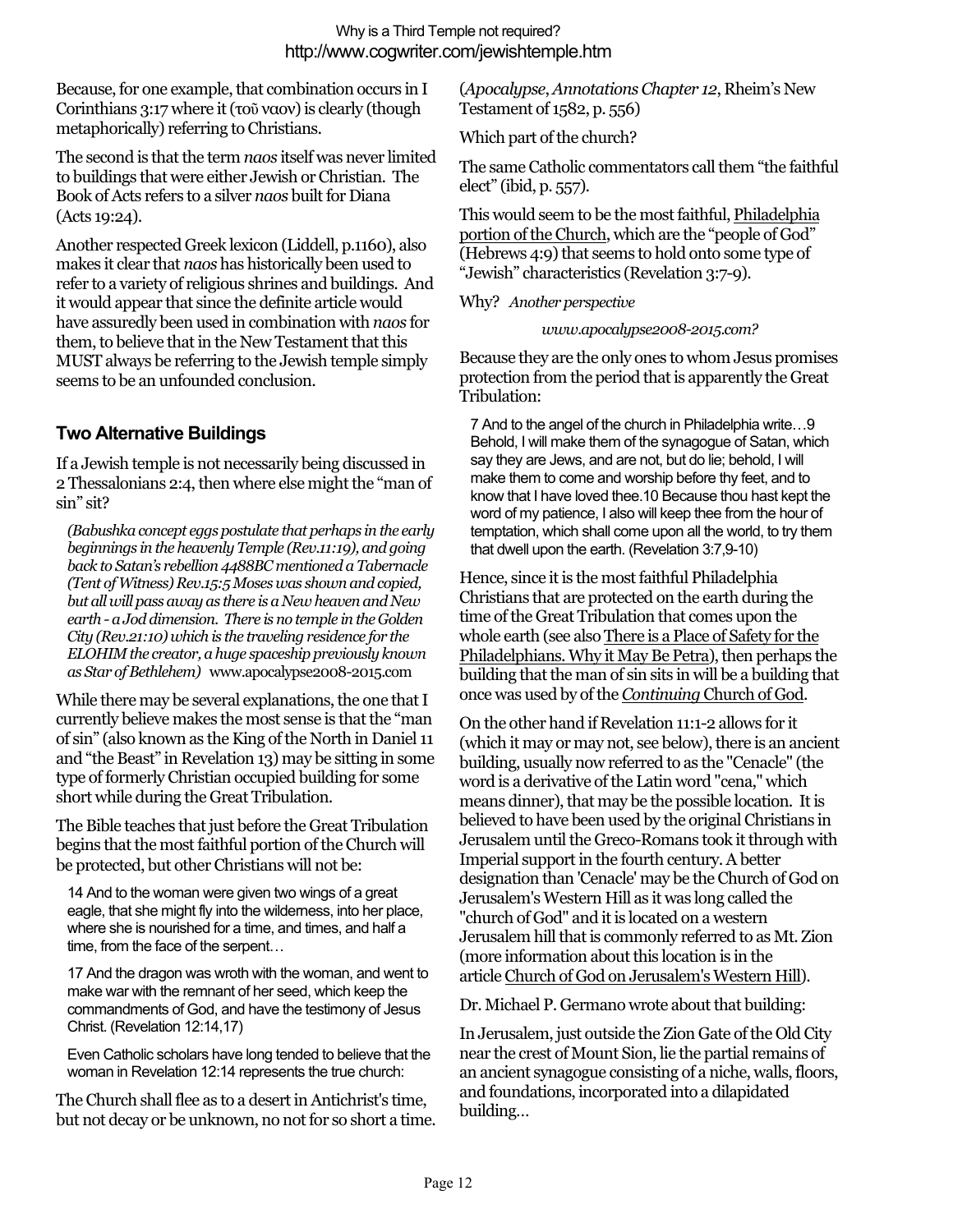Because, for one example, that combination occurs in I Corinthians 3:17 where it (τοῦ ναον) is clearly (though metaphorically) referring to Christians.

The second is that the term *naos* itself was never limited to buildings that were either Jewish or Christian. The Book of Acts refers to a silver *naos* built for Diana (Acts 19:24).

Another respected Greek lexicon (Liddell, p.1160), also makes it clear that *naos* has historically been used to refer to a variety of religious shrines and buildings. And it would appear that since the definite article would have assuredly been used in combination with *naos* for them, to believe that in the New Testament that this MUST always be referring to the Jewish temple simply seems to be an unfounded conclusion.

## Two Alternative Buildings

If a Jewish temple is not necessarily being discussed in 2 Thessalonians 2:4, then where else might the "man of sin" sit?

> *(Babushka concept eggs postulate that perhaps in the early beginnings in the heavenly Temple (Rev.11:19), and going back to Satan's rebellion 4488BC mentioned a Tabernacle (Tent of Witness) Rev.15:5 Moses was shown and copied, but all will pass away as there is a New heaven and New earth - a Jod dimension. There is no temple in the Golden City (Rev.21:10) which is the traveling residence for the ELOHIM the creator, a huge spaceship previously known as Star of Bethlehem)* www.apocalypse2008-2015.com

While there may be several explanations, the one that I currently believe makes the most sense is that the "man of sin" (also known as the King of the North in Daniel 11 and "the Beast" in Revelation 13) may be sitting in some type of formerly Christian occupied building for some short while during the Great Tribulation.

The Bible teaches that just before the Great Tribulation begins that the most faithful portion of the Church will be protected, but other Christians will not be:

> 14 And to the woman were given two wings of a great eagle, that she might fly into the wilderness, into her place, where she is nourished for a time, and times, and half a time, from the face of the serpent…
>
> 17 And the dragon was wroth with the woman, and went to make war with the remnant of her seed, which keep the commandments of God, and have the testimony of Jesus Christ. (Revelation 12:14,17)
>
> Even Catholic scholars have long tended to believe that the woman in Revelation 12:14 represents the true church:

The Church shall flee as to a desert in Antichrist's time, but not decay or be unknown, no not for so short a time. (*Apocalypse*, *Annotations Chapter 12*, Rheim's New Testament of 1582, p. 556)

Which part of the church?

The same Catholic commentators call them "the faithful elect" (ibid, p. 557).

This would seem to be the most faithful, Philadelphia portion of the Church, which are the "people of God" (Hebrews 4:9) that seems to hold onto some type of "Jewish" characteristics (Revelation 3:7-9).

Why? *Another perspective*

*www.apocalypse2008-2015.com?*

Because they are the only ones to whom Jesus promises protection from the period that is apparently the Great Tribulation:

> 7 And to the angel of the church in Philadelphia write…9 Behold, I will make them of the synagogue of Satan, which say they are Jews, and are not, but do lie; behold, I will make them to come and worship before thy feet, and to know that I have loved thee.10 Because thou hast kept the word of my patience, I also will keep thee from the hour of temptation, which shall come upon all the world, to try them that dwell upon the earth. (Revelation 3:7,9-10)

Hence, since it is the most faithful Philadelphia Christians that are protected on the earth during the time of the Great Tribulation that comes upon the whole earth (see also There is a Place of Safety for the Philadelphians. Why it May Be Petra), then perhaps the building that the man of sin sits in will be a building that once was used by of the *Continuing* Church of God.

On the other hand if Revelation 11:1-2 allows for it (which it may or may not, see below), there is an ancient building, usually now referred to as the "Cenacle" (the word is a derivative of the Latin word "cena," which means dinner), that may be the possible location. It is believed to have been used by the original Christians in Jerusalem until the Greco-Romans took it through with Imperial support in the fourth century. A better designation than 'Cenacle' may be the Church of God on Jerusalem's Western Hill as it was long called the "church of God" and it is located on a western Jerusalem hill that is commonly referred to as Mt. Zion (more information about this location is in the article Church of God on Jerusalem's Western Hill).

Dr. Michael P. Germano wrote about that building:

In Jerusalem, just outside the Zion Gate of the Old City near the crest of Mount Sion, lie the partial remains of an ancient synagogue consisting of a niche, walls, floors, and foundations, incorporated into a dilapidated building…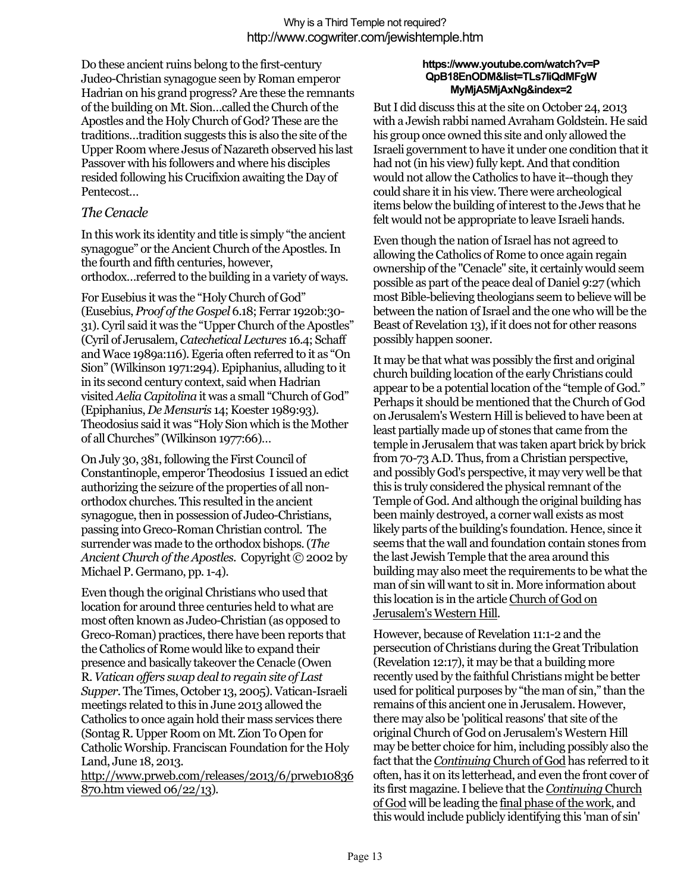Do these ancient ruins belong to the first-century Judeo-Christian synagogue seen by Roman emperor Hadrian on his grand progress? Are these the remnants of the building on Mt. Sion…called the Church of the Apostles and the Holy Church of God? These are the traditions…tradition suggests this is also the site of the Upper Room where Jesus of Nazareth observed his last Passover with his followers and where his disciples resided following his Crucifixion awaiting the Day of Pentecost…

### *The Cenacle*

In this work its identity and title is simply "the ancient synagogue" or the Ancient Church of the Apostles. In the fourth and fifth centuries, however, orthodox…referred to the building in a variety of ways.

For Eusebius it was the "Holy Church of God" (Eusebius, *Proof of the Gospel* 6.18; Ferrar 1920b:30-31). Cyril said it was the "Upper Church of the Apostles" (Cyril of Jerusalem, *Catechetical Lectures* 16.4; Schaff and Wace 1989a:116). Egeria often referred to it as "On Sion" (Wilkinson 1971:294). Epiphanius, alluding to it in its second century context, said when Hadrian visited *Aelia Capitolina* it was a small "Church of God" (Epiphanius, *De Mensuris* 14; Koester 1989:93). Theodosius said it was "Holy Sion which is the Mother of all Churches" (Wilkinson 1977:66)…

On July 30, 381, following the First Council of Constantinople, emperor Theodosius I issued an edict authorizing the seizure of the properties of all non-orthodox churches. This resulted in the ancient synagogue, then in possession of Judeo-Christians, passing into Greco-Roman Christian control. The surrender was made to the orthodox bishops. (*The Ancient Church of the Apostles*. Copyright © 2002 by Michael P. Germano, pp. 1-4).

Even though the original Christians who used that location for around three centuries held to what are most often known as Judeo-Christian (as opposed to Greco-Roman) practices, there have been reports that the Catholics of Rome would like to expand their presence and basically takeover the Cenacle (Owen R. *Vatican offers swap deal to regain site of Last Supper*. The Times, October 13, 2005). Vatican-Israeli meetings related to this in June 2013 allowed the Catholics to once again hold their mass services there (Sontag R. Upper Room on Mt. Zion To Open for Catholic Worship. Franciscan Foundation for the Holy Land, June 18, 2013. http://www.prweb.com/releases/2013/6/prweb10836870.htm viewed 06/22/13).

**https://www.youtube.com/watch?v=PQpB18EnODM&list=TLs7liQdMFgWMyMjA5MjAxNg&index=2**

But I did discuss this at the site on October 24, 2013 with a Jewish rabbi named Avraham Goldstein. He said his group once owned this site and only allowed the Israeli government to have it under one condition that it had not (in his view) fully kept. And that condition would not allow the Catholics to have it--though they could share it in his view. There were archeological items below the building of interest to the Jews that he felt would not be appropriate to leave Israeli hands.

Even though the nation of Israel has not agreed to allowing the Catholics of Rome to once again regain ownership of the "Cenacle" site, it certainly would seem possible as part of the peace deal of Daniel 9:27 (which most Bible-believing theologians seem to believe will be between the nation of Israel and the one who will be the Beast of Revelation 13), if it does not for other reasons possibly happen sooner.

It may be that what was possibly the first and original church building location of the early Christians could appear to be a potential location of the "temple of God." Perhaps it should be mentioned that the Church of God on Jerusalem's Western Hill is believed to have been at least partially made up of stones that came from the temple in Jerusalem that was taken apart brick by brick from 70-73 A.D. Thus, from a Christian perspective, and possibly God's perspective, it may very well be that this is truly considered the physical remnant of the Temple of God. And although the original building has been mainly destroyed, a corner wall exists as most likely parts of the building's foundation. Hence, since it seems that the wall and foundation contain stones from the last Jewish Temple that the area around this building may also meet the requirements to be what the man of sin will want to sit in. More information about this location is in the article Church of God on Jerusalem's Western Hill.

However, because of Revelation 11:1-2 and the persecution of Christians during the Great Tribulation (Revelation 12:17), it may be that a building more recently used by the faithful Christians might be better used for political purposes by "the man of sin," than the remains of this ancient one in Jerusalem. However, there may also be 'political reasons' that site of the original Church of God on Jerusalem's Western Hill may be better choice for him, including possibly also the fact that the *Continuing* Church of God has referred to it often, has it on its letterhead, and even the front cover of its first magazine. I believe that the *Continuing* Church of God will be leading the final phase of the work, and this would include publicly identifying this 'man of sin'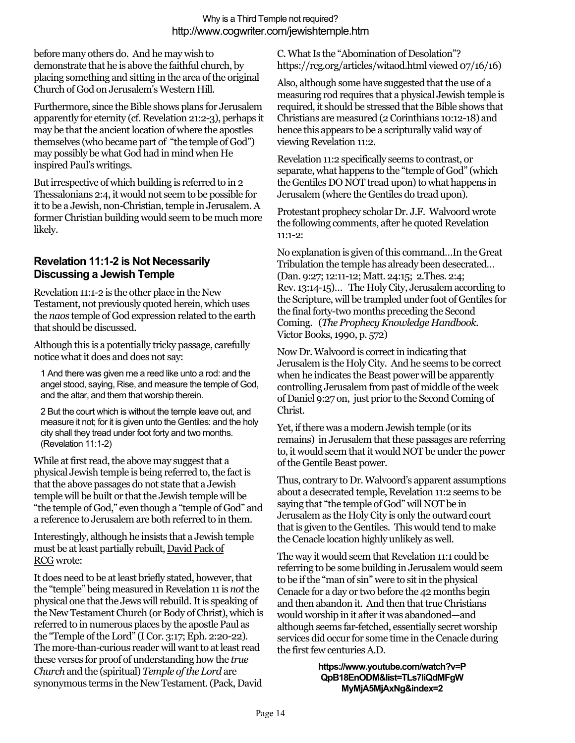before many others do. And he may wish to demonstrate that he is above the faithful church, by placing something and sitting in the area of the original Church of God on Jerusalem's Western Hill.

Furthermore, since the Bible shows plans for Jerusalem apparently for eternity (cf. Revelation 21:2-3), perhaps it may be that the ancient location of where the apostles themselves (who became part of "the temple of God") may possibly be what God had in mind when He inspired Paul's writings.

But irrespective of which building is referred to in 2 Thessalonians 2:4, it would not seem to be possible for it to be a Jewish, non-Christian, temple in Jerusalem. A former Christian building would seem to be much more likely.

### Revelation 11:1-2 is Not Necessarily Discussing a Jewish Temple

Revelation 11:1-2 is the other place in the New Testament, not previously quoted herein, which uses the *naos* temple of God expression related to the earth that should be discussed.

Although this is a potentially tricky passage, carefully notice what it does and does not say:

> 1 And there was given me a reed like unto a rod: and the angel stood, saying, Rise, and measure the temple of God, and the altar, and them that worship therein.
>
> 2 But the court which is without the temple leave out, and measure it not; for it is given unto the Gentiles: and the holy city shall they tread under foot forty and two months. (Revelation 11:1-2)

While at first read, the above may suggest that a physical Jewish temple is being referred to, the fact is that the above passages do not state that a Jewish temple will be built or that the Jewish temple will be "the temple of God," even though a "temple of God" and a reference to Jerusalem are both referred to in them.

Interestingly, although he insists that a Jewish temple must be at least partially rebuilt, David Pack of RCG wrote:

It does need to be at least briefly stated, however, that the "temple" being measured in Revelation 11 is *not* the physical one that the Jews will rebuild. It is speaking of the New Testament Church (or Body of Christ), which is referred to in numerous places by the apostle Paul as the "Temple of the Lord" (I Cor. 3:17; Eph. 2:20-22). The more-than-curious reader will want to at least read these verses for proof of understanding how the *true Church* and the (spiritual) *Temple of the Lord* are synonymous terms in the New Testament. (Pack, David C. What Is the "Abomination of Desolation"? https://rcg.org/articles/witaod.html viewed 07/16/16)

Also, although some have suggested that the use of a measuring rod requires that a physical Jewish temple is required, it should be stressed that the Bible shows that Christians are measured (2 Corinthians 10:12-18) and hence this appears to be a scripturally valid way of viewing Revelation 11:2.

Revelation 11:2 specifically seems to contrast, or separate, what happens to the "temple of God" (which the Gentiles DO NOT tread upon) to what happens in Jerusalem (where the Gentiles do tread upon).

Protestant prophecy scholar Dr. J.F. Walvoord wrote the following comments, after he quoted Revelation 11:1-2:

No explanation is given of this command…In the Great Tribulation the temple has already been desecrated… (Dan. 9:27; 12:11-12; Matt. 24:15; 2.Thes. 2:4; Rev. 13:14-15)… The Holy City, Jerusalem according to the Scripture, will be trampled under foot of Gentiles for the final forty-two months preceding the Second Coming. (*The Prophecy Knowledge Handbook*. Victor Books, 1990, p. 572)

Now Dr. Walvoord is correct in indicating that Jerusalem is the Holy City. And he seems to be correct when he indicates the Beast power will be apparently controlling Jerusalem from past of middle of the week of Daniel 9:27 on, just prior to the Second Coming of Christ.

Yet, if there was a modern Jewish temple (or its remains) in Jerusalem that these passages are referring to, it would seem that it would NOT be under the power of the Gentile Beast power.

Thus, contrary to Dr. Walvoord's apparent assumptions about a desecrated temple, Revelation 11:2 seems to be saying that "the temple of God" will NOT be in Jerusalem as the Holy City is only the outward court that is given to the Gentiles. This would tend to make the Cenacle location highly unlikely as well.

The way it would seem that Revelation 11:1 could be referring to be some building in Jerusalem would seem to be if the "man of sin" were to sit in the physical Cenacle for a day or two before the 42 months begin and then abandon it. And then that true Christians would worship in it after it was abandoned—and although seems far-fetched, essentially secret worship services did occur for some time in the Cenacle during the first few centuries A.D.

**https://www.youtube.com/watch?v=PQpB18EnODM&list=TLs7liQdMFgWMyMjA5MjAxNg&index=2**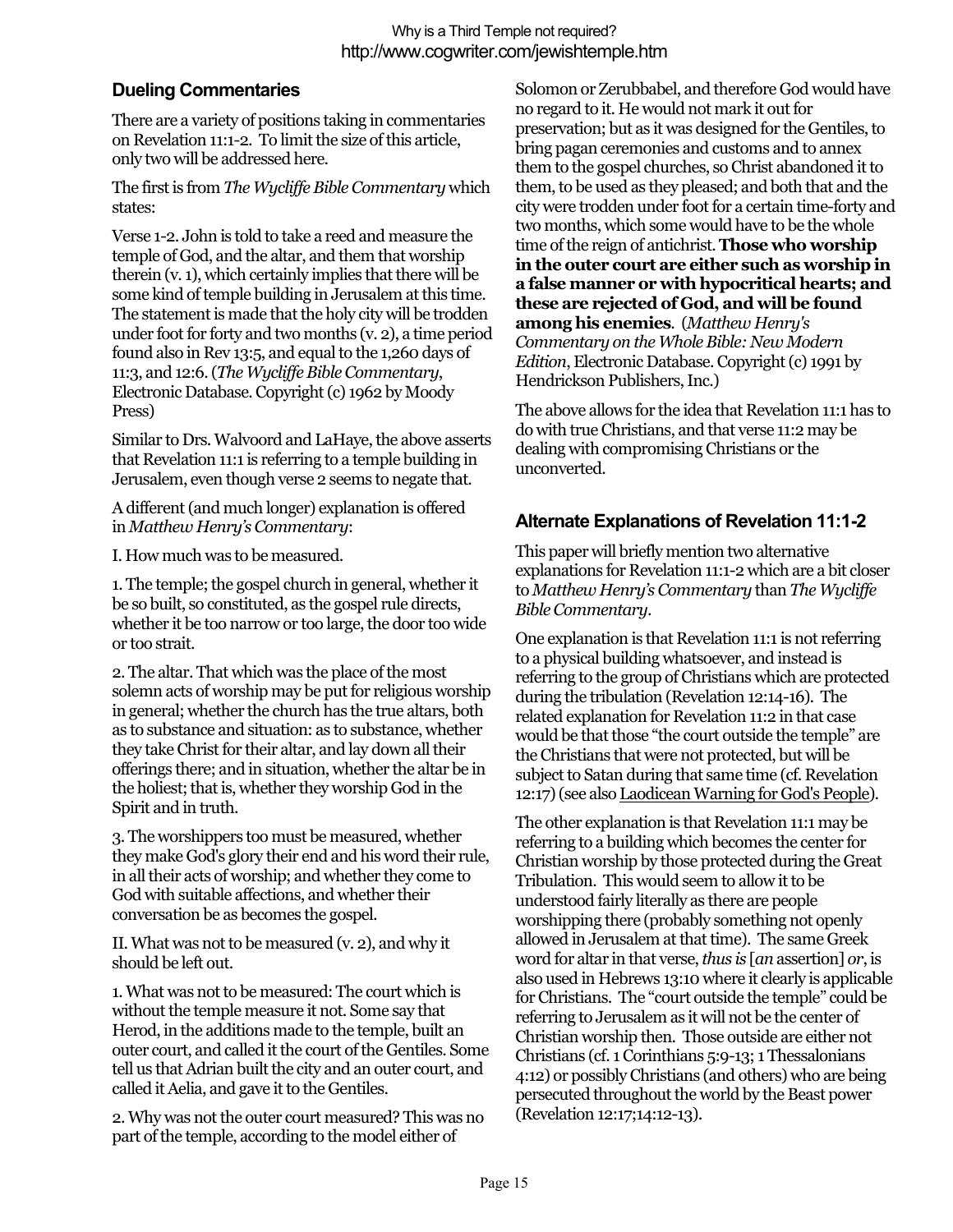## Dueling Commentaries

There are a variety of positions taking in commentaries on Revelation 11:1-2. To limit the size of this article, only two will be addressed here.

The first is from *The Wycliffe Bible Commentary* which states:

Verse 1-2. John is told to take a reed and measure the temple of God, and the altar, and them that worship therein (v. 1), which certainly implies that there will be some kind of temple building in Jerusalem at this time. The statement is made that the holy city will be trodden under foot for forty and two months (v. 2), a time period found also in Rev 13:5, and equal to the 1,260 days of 11:3, and 12:6. (*The Wycliffe Bible Commentary*, Electronic Database. Copyright (c) 1962 by Moody Press)

Similar to Drs. Walvoord and LaHaye, the above asserts that Revelation 11:1 is referring to a temple building in Jerusalem, even though verse 2 seems to negate that.

A different (and much longer) explanation is offered in *Matthew Henry's Commentary*:

I. How much was to be measured.

1. The temple; the gospel church in general, whether it be so built, so constituted, as the gospel rule directs, whether it be too narrow or too large, the door too wide or too strait.

2. The altar. That which was the place of the most solemn acts of worship may be put for religious worship in general; whether the church has the true altars, both as to substance and situation: as to substance, whether they take Christ for their altar, and lay down all their offerings there; and in situation, whether the altar be in the holiest; that is, whether they worship God in the Spirit and in truth.

3. The worshippers too must be measured, whether they make God's glory their end and his word their rule, in all their acts of worship; and whether they come to God with suitable affections, and whether their conversation be as becomes the gospel.

II. What was not to be measured (v. 2), and why it should be left out.

1. What was not to be measured: The court which is without the temple measure it not. Some say that Herod, in the additions made to the temple, built an outer court, and called it the court of the Gentiles. Some tell us that Adrian built the city and an outer court, and called it Aelia, and gave it to the Gentiles.

2. Why was not the outer court measured? This was no part of the temple, according to the model either of Solomon or Zerubbabel, and therefore God would have no regard to it. He would not mark it out for preservation; but as it was designed for the Gentiles, to bring pagan ceremonies and customs and to annex them to the gospel churches, so Christ abandoned it to them, to be used as they pleased; and both that and the city were trodden under foot for a certain time-forty and two months, which some would have to be the whole time of the reign of antichrist. **Those who worship in the outer court are either such as worship in a false manner or with hypocritical hearts; and these are rejected of God, and will be found among his enemies**. (*Matthew Henry's Commentary on the Whole Bible: New Modern Edition*, Electronic Database. Copyright (c) 1991 by Hendrickson Publishers, Inc.)

The above allows for the idea that Revelation 11:1 has to do with true Christians, and that verse 11:2 may be dealing with compromising Christians or the unconverted.

## Alternate Explanations of Revelation 11:1-2

This paper will briefly mention two alternative explanations for Revelation 11:1-2 which are a bit closer to *Matthew Henry's Commentary* than *The Wycliffe Bible Commentary*.

One explanation is that Revelation 11:1 is not referring to a physical building whatsoever, and instead is referring to the group of Christians which are protected during the tribulation (Revelation 12:14-16). The related explanation for Revelation 11:2 in that case would be that those "the court outside the temple" are the Christians that were not protected, but will be subject to Satan during that same time (cf. Revelation 12:17) (see also Laodicean Warning for God's People).

The other explanation is that Revelation 11:1 may be referring to a building which becomes the center for Christian worship by those protected during the Great Tribulation. This would seem to allow it to be understood fairly literally as there are people worshipping there (probably something not openly allowed in Jerusalem at that time). The same Greek word for altar in that verse, *thus is* [*an* assertion] *or*, is also used in Hebrews 13:10 where it clearly is applicable for Christians. The "court outside the temple" could be referring to Jerusalem as it will not be the center of Christian worship then. Those outside are either not Christians (cf. 1 Corinthians 5:9-13; 1 Thessalonians 4:12) or possibly Christians (and others) who are being persecuted throughout the world by the Beast power (Revelation 12:17;14:12-13).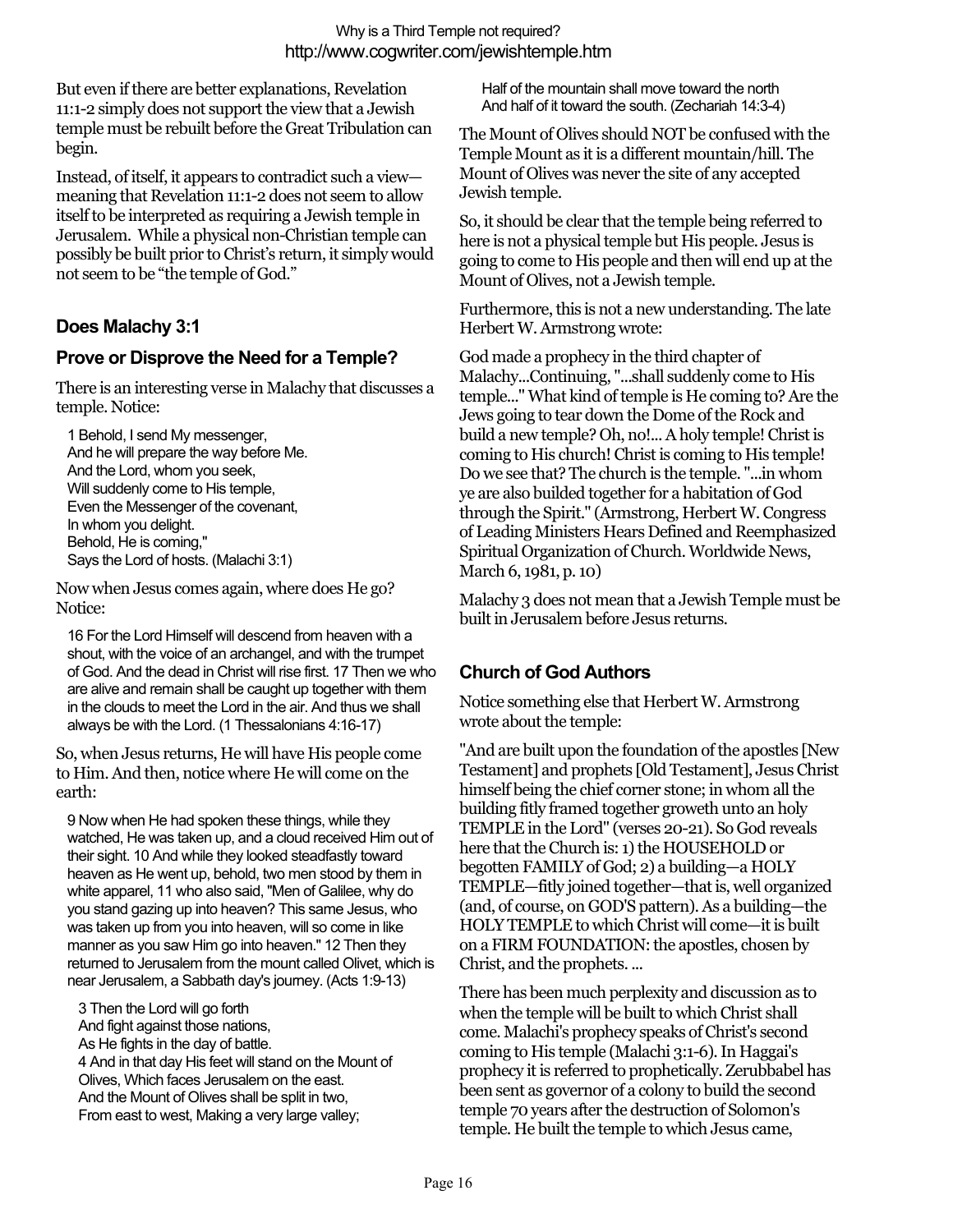But even if there are better explanations, Revelation 11:1-2 simply does not support the view that a Jewish temple must be rebuilt before the Great Tribulation can begin.

Instead, of itself, it appears to contradict such a view—meaning that Revelation 11:1-2 does not seem to allow itself to be interpreted as requiring a Jewish temple in Jerusalem. While a physical non-Christian temple can possibly be built prior to Christ's return, it simply would not seem to be "the temple of God."

## Does Malachy 3:1

## Prove or Disprove the Need for a Temple?

There is an interesting verse in Malachy that discusses a temple. Notice:

> 1 Behold, I send My messenger,
> And he will prepare the way before Me.
> And the Lord, whom you seek,
> Will suddenly come to His temple,
> Even the Messenger of the covenant,
> In whom you delight.
> Behold, He is coming,"
> Says the Lord of hosts. (Malachi 3:1)

Now when Jesus comes again, where does He go? Notice:

> 16 For the Lord Himself will descend from heaven with a shout, with the voice of an archangel, and with the trumpet of God. And the dead in Christ will rise first. 17 Then we who are alive and remain shall be caught up together with them in the clouds to meet the Lord in the air. And thus we shall always be with the Lord. (1 Thessalonians 4:16-17)

So, when Jesus returns, He will have His people come to Him. And then, notice where He will come on the earth:

> 9 Now when He had spoken these things, while they watched, He was taken up, and a cloud received Him out of their sight. 10 And while they looked steadfastly toward heaven as He went up, behold, two men stood by them in white apparel, 11 who also said, "Men of Galilee, why do you stand gazing up into heaven? This same Jesus, who was taken up from you into heaven, will so come in like manner as you saw Him go into heaven." 12 Then they returned to Jerusalem from the mount called Olivet, which is near Jerusalem, a Sabbath day's journey. (Acts 1:9-13)

> 3 Then the Lord will go forth
> And fight against those nations,
> As He fights in the day of battle.
> 4 And in that day His feet will stand on the Mount of Olives, Which faces Jerusalem on the east.
> And the Mount of Olives shall be split in two,
> From east to west, Making a very large valley;
> Half of the mountain shall move toward the north
> And half of it toward the south. (Zechariah 14:3-4)

The Mount of Olives should NOT be confused with the Temple Mount as it is a different mountain/hill. The Mount of Olives was never the site of any accepted Jewish temple.

So, it should be clear that the temple being referred to here is not a physical temple but His people. Jesus is going to come to His people and then will end up at the Mount of Olives, not a Jewish temple.

Furthermore, this is not a new understanding. The late Herbert W. Armstrong wrote:

God made a prophecy in the third chapter of Malachy...Continuing, "...shall suddenly come to His temple..." What kind of temple is He coming to? Are the Jews going to tear down the Dome of the Rock and build a new temple? Oh, no!... A holy temple! Christ is coming to His church! Christ is coming to His temple! Do we see that? The church is the temple. "...in whom ye are also builded together for a habitation of God through the Spirit." (Armstrong, Herbert W. Congress of Leading Ministers Hears Defined and Reemphasized Spiritual Organization of Church. Worldwide News, March 6, 1981, p. 10)

Malachy 3 does not mean that a Jewish Temple must be built in Jerusalem before Jesus returns.

## Church of God Authors

Notice something else that Herbert W. Armstrong wrote about the temple:

"And are built upon the foundation of the apostles [New Testament] and prophets [Old Testament], Jesus Christ himself being the chief corner stone; in whom all the building fitly framed together groweth unto an holy TEMPLE in the Lord" (verses 20-21). So God reveals here that the Church is: 1) the HOUSEHOLD or begotten FAMILY of God; 2) a building—a HOLY TEMPLE—fitly joined together—that is, well organized (and, of course, on GOD'S pattern). As a building—the HOLY TEMPLE to which Christ will come—it is built on a FIRM FOUNDATION: the apostles, chosen by Christ, and the prophets. ...

There has been much perplexity and discussion as to when the temple will be built to which Christ shall come. Malachi's prophecy speaks of Christ's second coming to His temple (Malachi 3:1-6). In Haggai's prophecy it is referred to prophetically. Zerubbabel has been sent as governor of a colony to build the second temple 70 years after the destruction of Solomon's temple. He built the temple to which Jesus came,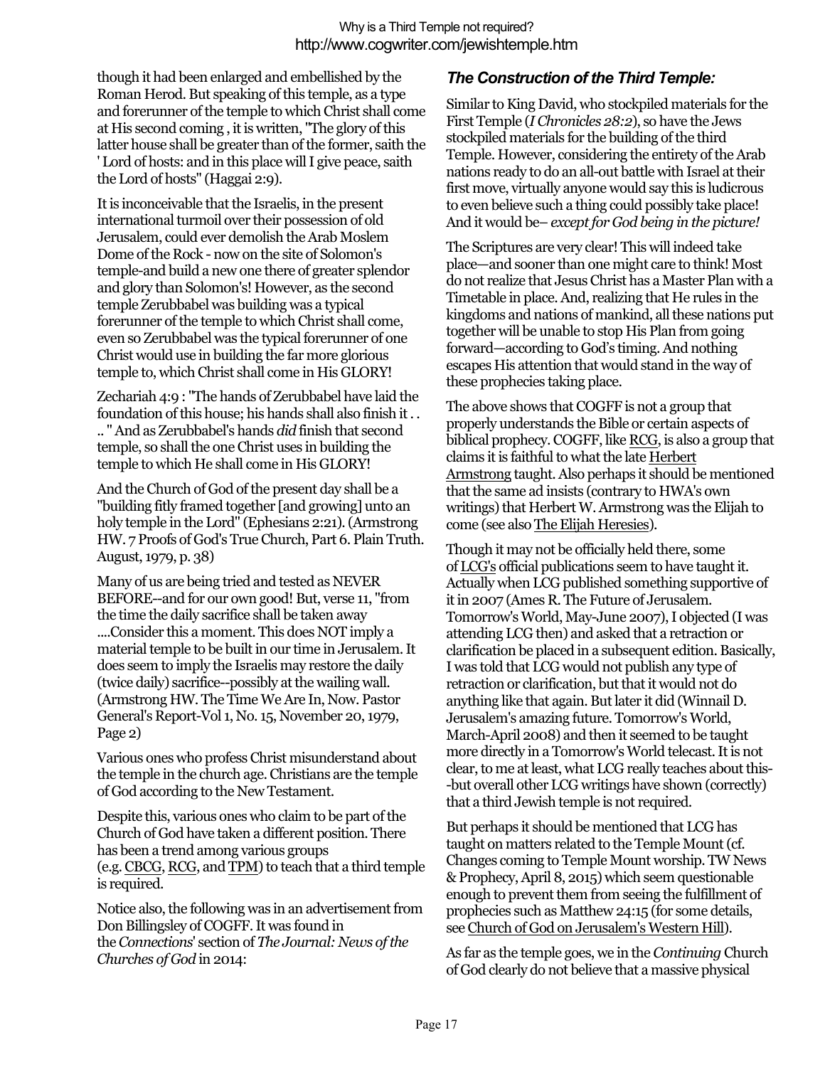though it had been enlarged and embellished by the Roman Herod. But speaking of this temple, as a type and forerunner of the temple to which Christ shall come at His second coming , it is written, "The glory of this latter house shall be greater than of the former, saith the ' Lord of hosts: and in this place will I give peace, saith the Lord of hosts" (Haggai 2:9).

It is inconceivable that the Israelis, in the present international turmoil over their possession of old Jerusalem, could ever demolish the Arab Moslem Dome of the Rock - now on the site of Solomon's temple-and build a new one there of greater splendor and glory than Solomon's! However, as the second temple Zerubbabel was building was a typical forerunner of the temple to which Christ shall come, even so Zerubbabel was the typical forerunner of one Christ would use in building the far more glorious temple to, which Christ shall come in His GLORY!

Zechariah 4:9 : "The hands of Zerubbabel have laid the foundation of this house; his hands shall also finish it . . .. " And as Zerubbabel's hands *did* finish that second temple, so shall the one Christ uses in building the temple to which He shall come in His GLORY!

And the Church of God of the present day shall be a "building fitly framed together [and growing] unto an holy temple in the Lord" (Ephesians 2:21). (Armstrong HW. 7 Proofs of God's True Church, Part 6. Plain Truth. August, 1979, p. 38)

Many of us are being tried and tested as NEVER BEFORE--and for our own good! But, verse 11, "from the time the daily sacrifice shall be taken away ....Consider this a moment. This does NOT imply a material temple to be built in our time in Jerusalem. It does seem to imply the Israelis may restore the daily (twice daily) sacrifice--possibly at the wailing wall. (Armstrong HW. The Time We Are In, Now. Pastor General's Report-Vol 1, No. 15, November 20, 1979, Page 2)

Various ones who profess Christ misunderstand about the temple in the church age. Christians are the temple of God according to the New Testament.

Despite this, various ones who claim to be part of the Church of God have taken a different position. There has been a trend among various groups (e.g. CBCG, RCG, and TPM) to teach that a third temple is required.

Notice also, the following was in an advertisement from Don Billingsley of COGFF. It was found in the *Connections*' section of *The Journal: News of the Churches of God* in 2014:

### *The Construction of the Third Temple:*

Similar to King David, who stockpiled materials for the First Temple (*I Chronicles 28:2*), so have the Jews stockpiled materials for the building of the third Temple. However, considering the entirety of the Arab nations ready to do an all-out battle with Israel at their first move, virtually anyone would say this is ludicrous to even believe such a thing could possibly take place! And it would be– *except for God being in the picture!*

The Scriptures are very clear! This will indeed take place—and sooner than one might care to think! Most do not realize that Jesus Christ has a Master Plan with a Timetable in place. And, realizing that He rules in the kingdoms and nations of mankind, all these nations put together will be unable to stop His Plan from going forward—according to God's timing. And nothing escapes His attention that would stand in the way of these prophecies taking place.

The above shows that COGFF is not a group that properly understands the Bible or certain aspects of biblical prophecy. COGFF, like RCG, is also a group that claims it is faithful to what the late Herbert Armstrong taught. Also perhaps it should be mentioned that the same ad insists (contrary to HWA's own writings) that Herbert W. Armstrong was the Elijah to come (see also The Elijah Heresies).

Though it may not be officially held there, some of LCG's official publications seem to have taught it. Actually when LCG published something supportive of it in 2007 (Ames R. The Future of Jerusalem. Tomorrow's World, May-June 2007), I objected (I was attending LCG then) and asked that a retraction or clarification be placed in a subsequent edition. Basically, I was told that LCG would not publish any type of retraction or clarification, but that it would not do anything like that again. But later it did (Winnail D. Jerusalem's amazing future. Tomorrow's World, March-April 2008) and then it seemed to be taught more directly in a Tomorrow's World telecast. It is not clear, to me at least, what LCG really teaches about this--but overall other LCG writings have shown (correctly) that a third Jewish temple is not required.

But perhaps it should be mentioned that LCG has taught on matters related to the Temple Mount (cf. Changes coming to Temple Mount worship. TW News & Prophecy, April 8, 2015) which seem questionable enough to prevent them from seeing the fulfillment of prophecies such as Matthew 24:15 (for some details, see Church of God on Jerusalem's Western Hill).

As far as the temple goes, we in the *Continuing* Church of God clearly do not believe that a massive physical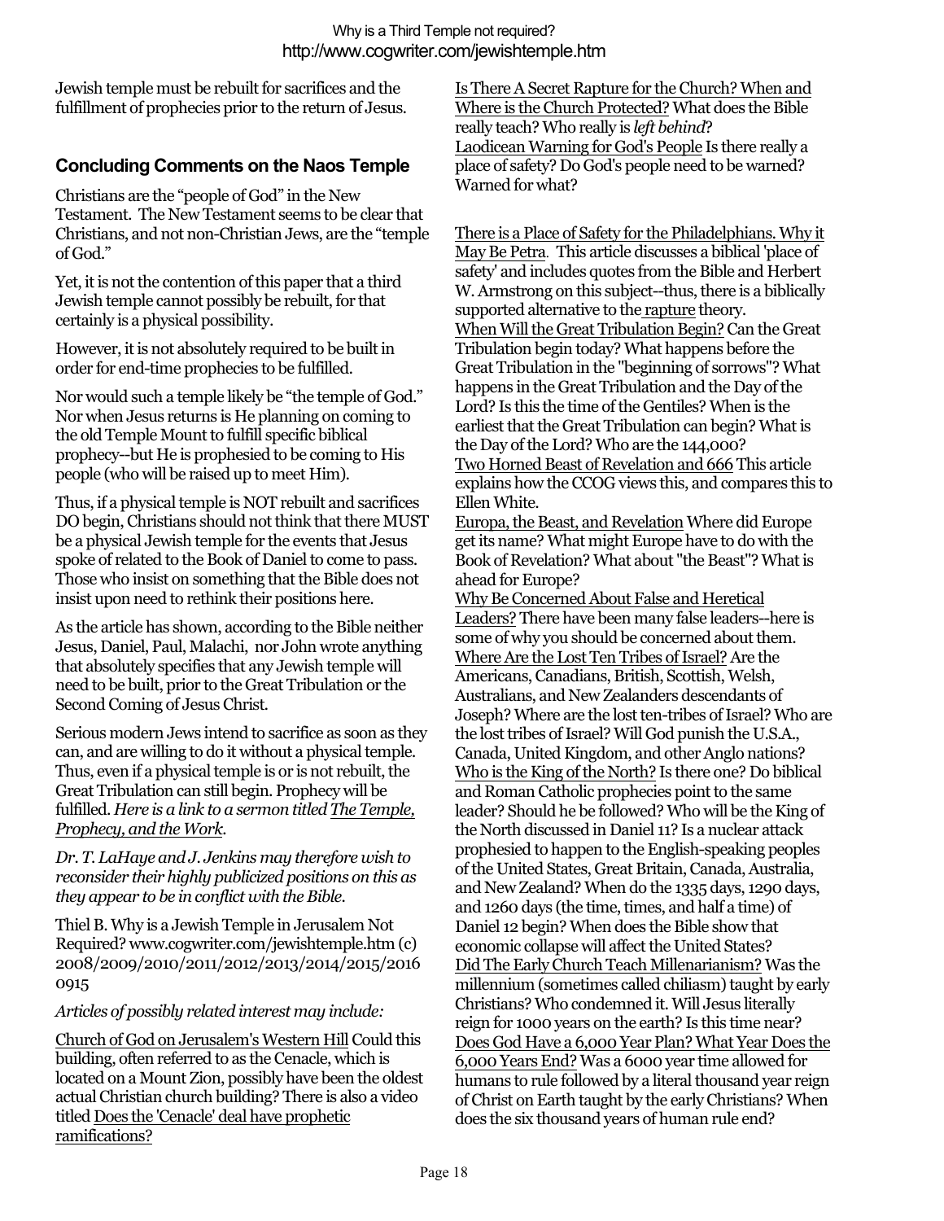Jewish temple must be rebuilt for sacrifices and the fulfillment of prophecies prior to the return of Jesus.

## Concluding Comments on the Naos Temple

Christians are the "people of God" in the New Testament. The New Testament seems to be clear that Christians, and not non-Christian Jews, are the "temple of God."

Yet, it is not the contention of this paper that a third Jewish temple cannot possibly be rebuilt, for that certainly is a physical possibility.

However, it is not absolutely required to be built in order for end-time prophecies to be fulfilled.

Nor would such a temple likely be "the temple of God." Nor when Jesus returns is He planning on coming to the old Temple Mount to fulfill specific biblical prophecy--but He is prophesied to be coming to His people (who will be raised up to meet Him).

Thus, if a physical temple is NOT rebuilt and sacrifices DO begin, Christians should not think that there MUST be a physical Jewish temple for the events that Jesus spoke of related to the Book of Daniel to come to pass. Those who insist on something that the Bible does not insist upon need to rethink their positions here.

As the article has shown, according to the Bible neither Jesus, Daniel, Paul, Malachi, nor John wrote anything that absolutely specifies that any Jewish temple will need to be built, prior to the Great Tribulation or the Second Coming of Jesus Christ.

Serious modern Jews intend to sacrifice as soon as they can, and are willing to do it without a physical temple. Thus, even if a physical temple is or is not rebuilt, the Great Tribulation can still begin. Prophecy will be fulfilled. *Here is a link to a sermon titled The Temple, Prophecy, and the Work.*

*Dr. T. LaHaye and J. Jenkins may therefore wish to reconsider their highly publicized positions on this as they appear to be in conflict with the Bible.*

Thiel B. Why is a Jewish Temple in Jerusalem Not Required? www.cogwriter.com/jewishtemple.htm (c) 2008/2009/2010/2011/2012/2013/2014/2015/2016 0915

*Articles of possibly related interest may include:*

Church of God on Jerusalem's Western Hill Could this building, often referred to as the Cenacle, which is located on a Mount Zion, possibly have been the oldest actual Christian church building? There is also a video titled Does the 'Cenacle' deal have prophetic ramifications?

Is There A Secret Rapture for the Church? When and Where is the Church Protected? What does the Bible really teach? Who really is *left behind*?
Laodicean Warning for God's People Is there really a place of safety? Do God's people need to be warned? Warned for what?

There is a Place of Safety for the Philadelphians. Why it May Be Petra. This article discusses a biblical 'place of safety' and includes quotes from the Bible and Herbert W. Armstrong on this subject--thus, there is a biblically supported alternative to the rapture theory.
When Will the Great Tribulation Begin? Can the Great Tribulation begin today? What happens before the Great Tribulation in the "beginning of sorrows"? What happens in the Great Tribulation and the Day of the Lord? Is this the time of the Gentiles? When is the earliest that the Great Tribulation can begin? What is the Day of the Lord? Who are the 144,000?
Two Horned Beast of Revelation and 666 This article explains how the CCOG views this, and compares this to Ellen White.
Europa, the Beast, and Revelation Where did Europe get its name? What might Europe have to do with the Book of Revelation? What about "the Beast"? What is ahead for Europe?
Why Be Concerned About False and Heretical Leaders? There have been many false leaders--here is some of why you should be concerned about them.
Where Are the Lost Ten Tribes of Israel? Are the Americans, Canadians, British, Scottish, Welsh, Australians, and New Zealanders descendants of Joseph? Where are the lost ten-tribes of Israel? Who are the lost tribes of Israel? Will God punish the U.S.A., Canada, United Kingdom, and other Anglo nations?
Who is the King of the North? Is there one? Do biblical and Roman Catholic prophecies point to the same leader? Should he be followed? Who will be the King of the North discussed in Daniel 11? Is a nuclear attack prophesied to happen to the English-speaking peoples of the United States, Great Britain, Canada, Australia, and New Zealand? When do the 1335 days, 1290 days, and 1260 days (the time, times, and half a time) of Daniel 12 begin? When does the Bible show that economic collapse will affect the United States?
Did The Early Church Teach Millenarianism? Was the millennium (sometimes called chiliasm) taught by early Christians? Who condemned it. Will Jesus literally reign for 1000 years on the earth? Is this time near?
Does God Have a 6,000 Year Plan? What Year Does the 6,000 Years End? Was a 6000 year time allowed for humans to rule followed by a literal thousand year reign of Christ on Earth taught by the early Christians? When does the six thousand years of human rule end?